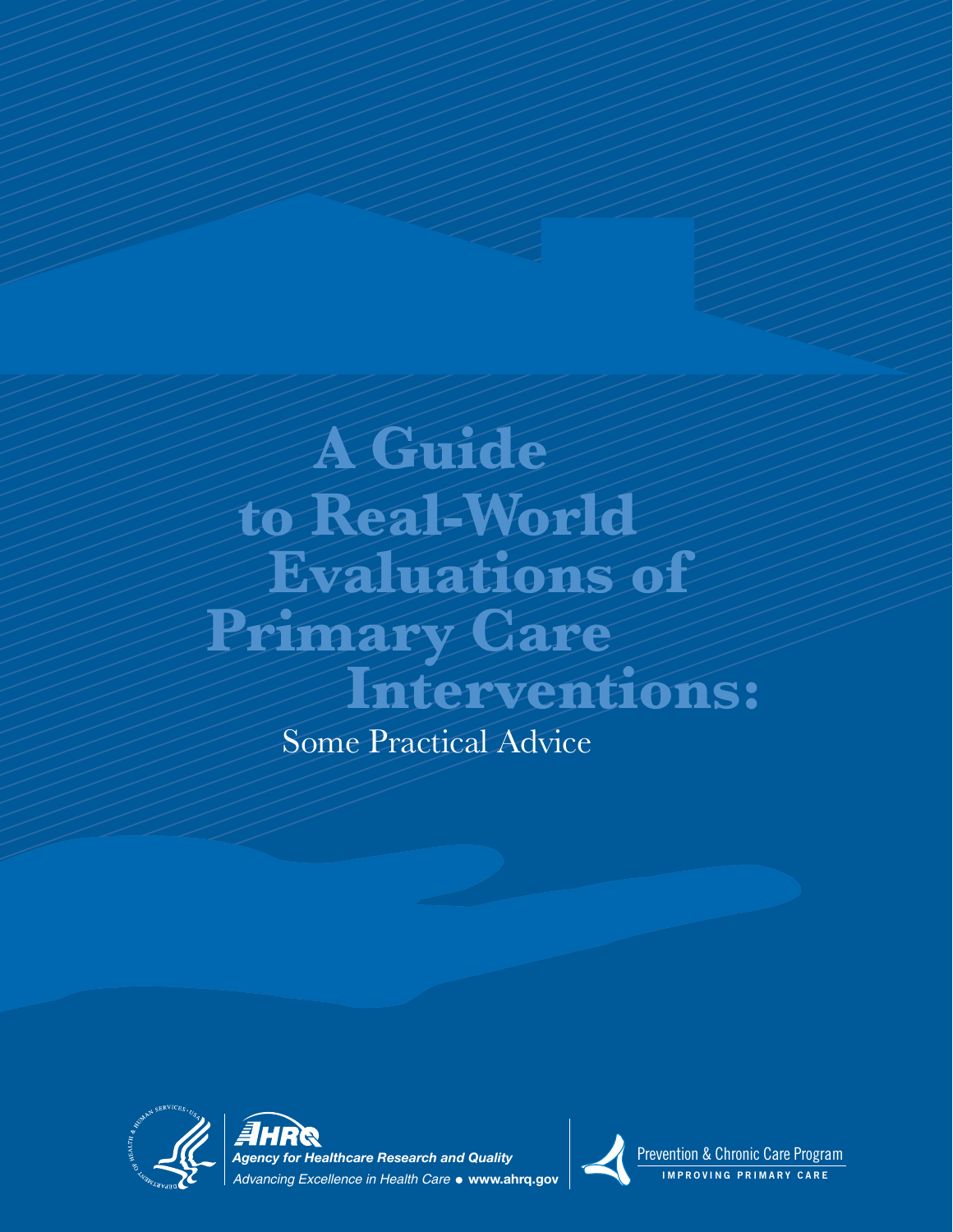# A Guide to Real-World Evaluations of Primary Care Interventions:

## Some Practical Advice

AHRQ

*Agency for Healthcare Research and Quality*

*Advancing Excellence in Health Care* • **www.ahrq.gov**

Prevention & Chronic Care Program

IMPROVING PRIMARY CARE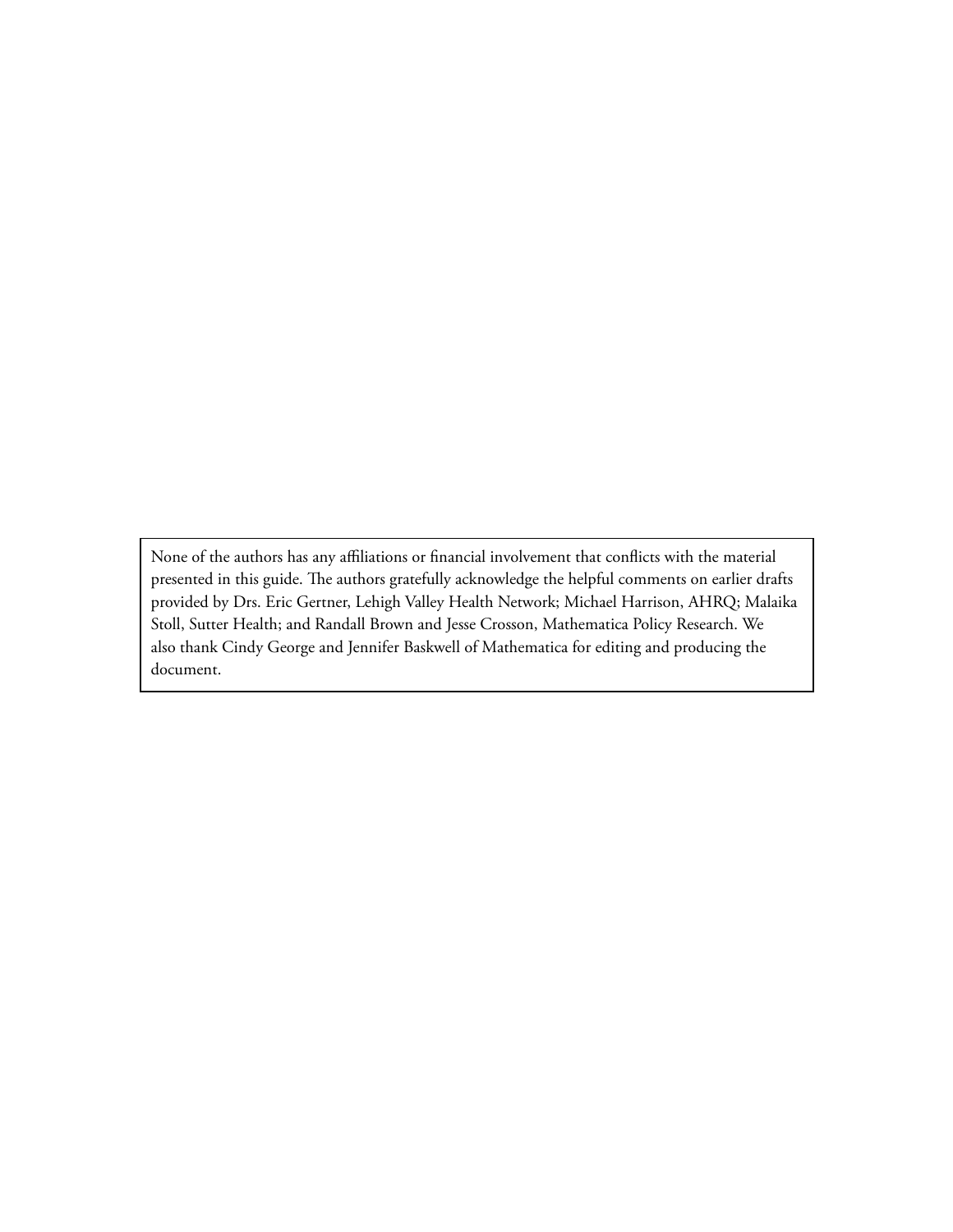None of the authors has any affiliations or financial involvement that conflicts with the material presented in this guide. The authors gratefully acknowledge the helpful comments on earlier drafts provided by Drs. Eric Gertner, Lehigh Valley Health Network; Michael Harrison, AHRQ; Malaika Stoll, Sutter Health; and Randall Brown and Jesse Crosson, Mathematica Policy Research. We also thank Cindy George and Jennifer Baskwell of Mathematica for editing and producing the document.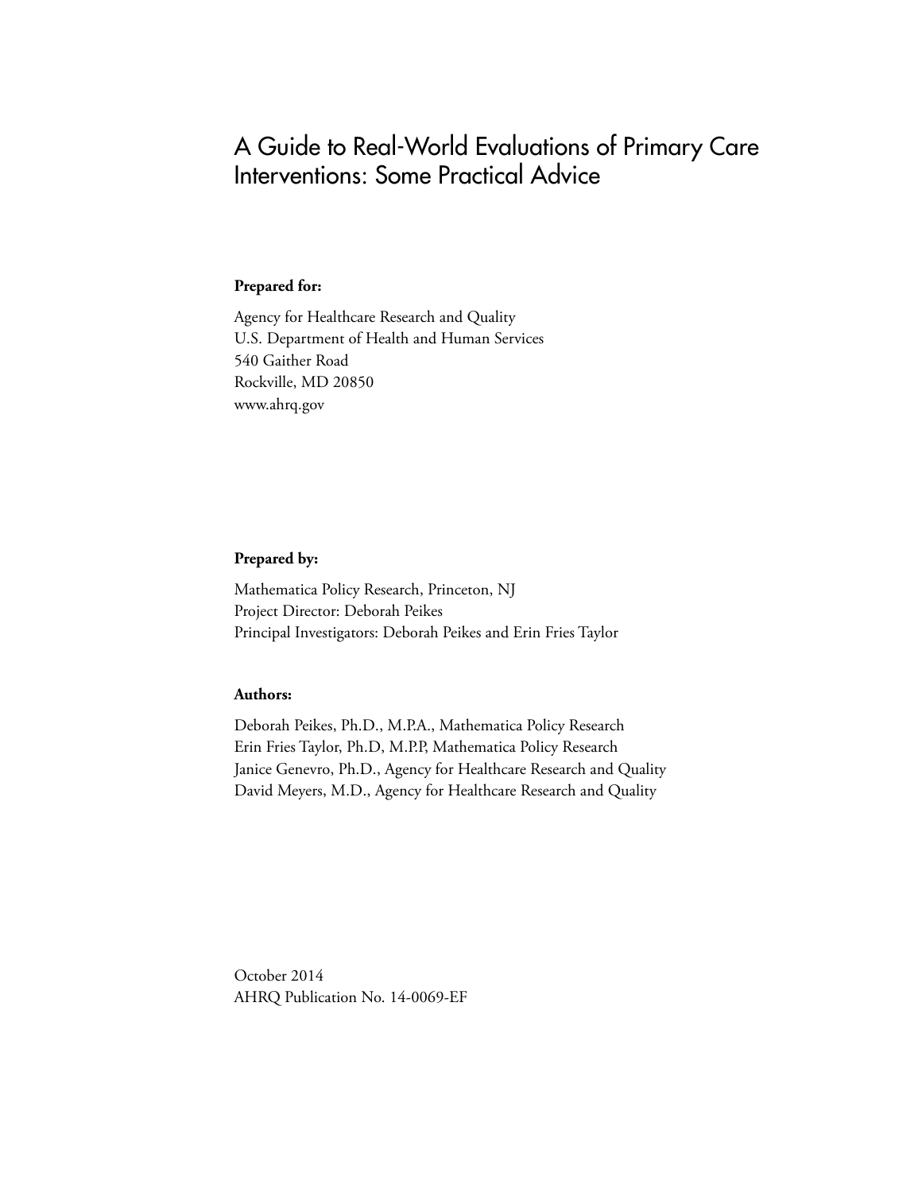# A Guide to Real-World Evaluations of Primary Care Interventions: Some Practical Advice

**Prepared for:**

Agency for Healthcare Research and Quality
U.S. Department of Health and Human Services
540 Gaither Road
Rockville, MD 20850
www.ahrq.gov

**Prepared by:**

Mathematica Policy Research, Princeton, NJ
Project Director: Deborah Peikes
Principal Investigators: Deborah Peikes and Erin Fries Taylor

**Authors:**

Deborah Peikes, Ph.D., M.P.A., Mathematica Policy Research
Erin Fries Taylor, Ph.D, M.P.P, Mathematica Policy Research
Janice Genevro, Ph.D., Agency for Healthcare Research and Quality
David Meyers, M.D., Agency for Healthcare Research and Quality

October 2014
AHRQ Publication No. 14-0069-EF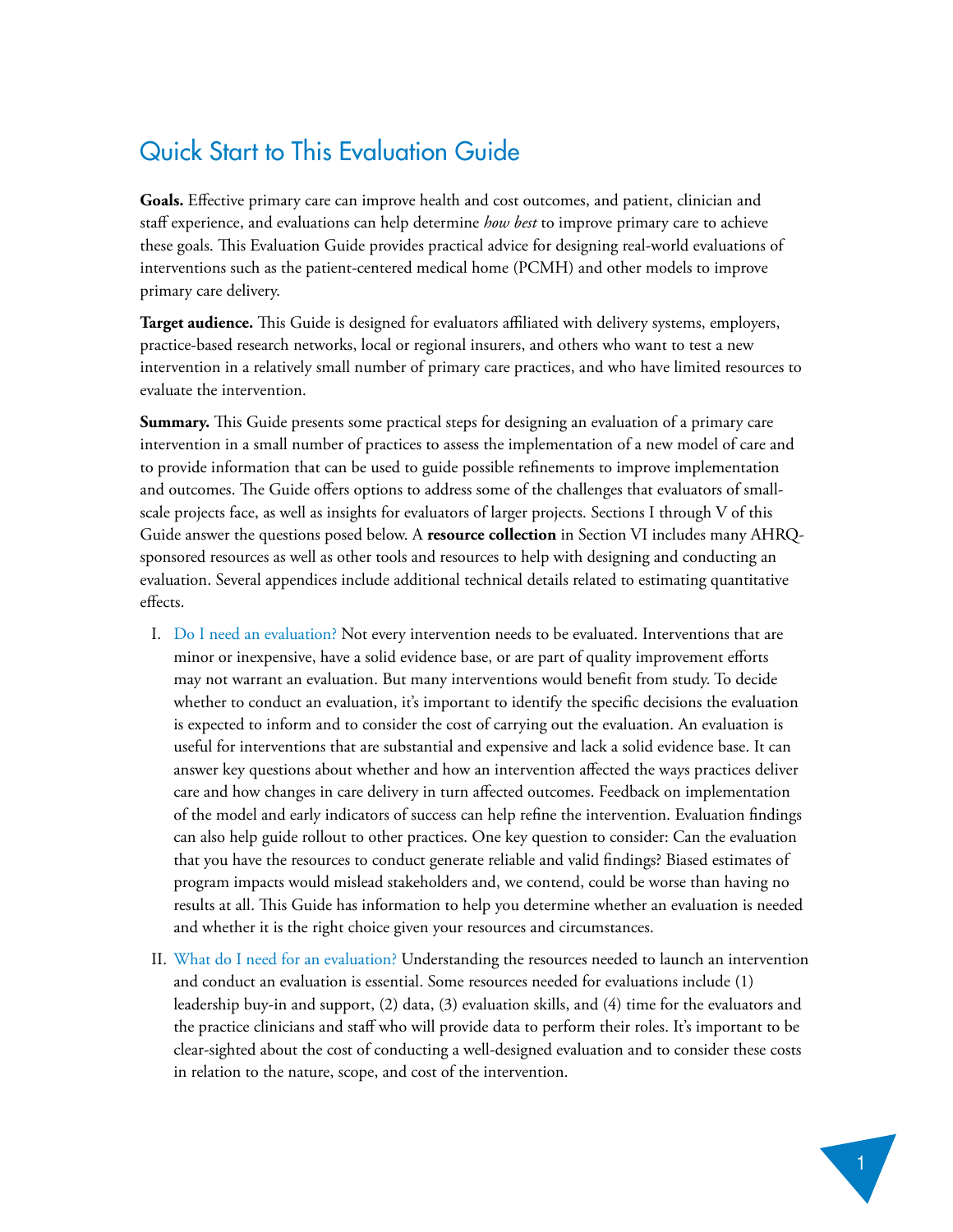# Quick Start to This Evaluation Guide

**Goals.** Effective primary care can improve health and cost outcomes, and patient, clinician and staff experience, and evaluations can help determine *how best* to improve primary care to achieve these goals. This Evaluation Guide provides practical advice for designing real-world evaluations of interventions such as the patient-centered medical home (PCMH) and other models to improve primary care delivery.

**Target audience.** This Guide is designed for evaluators affiliated with delivery systems, employers, practice-based research networks, local or regional insurers, and others who want to test a new intervention in a relatively small number of primary care practices, and who have limited resources to evaluate the intervention.

**Summary.** This Guide presents some practical steps for designing an evaluation of a primary care intervention in a small number of practices to assess the implementation of a new model of care and to provide information that can be used to guide possible refinements to improve implementation and outcomes. The Guide offers options to address some of the challenges that evaluators of small-scale projects face, as well as insights for evaluators of larger projects. Sections I through V of this Guide answer the questions posed below. A **resource collection** in Section VI includes many AHRQ-sponsored resources as well as other tools and resources to help with designing and conducting an evaluation. Several appendices include additional technical details related to estimating quantitative effects.

I. Do I need an evaluation? Not every intervention needs to be evaluated. Interventions that are minor or inexpensive, have a solid evidence base, or are part of quality improvement efforts may not warrant an evaluation. But many interventions would benefit from study. To decide whether to conduct an evaluation, it's important to identify the specific decisions the evaluation is expected to inform and to consider the cost of carrying out the evaluation. An evaluation is useful for interventions that are substantial and expensive and lack a solid evidence base. It can answer key questions about whether and how an intervention affected the ways practices deliver care and how changes in care delivery in turn affected outcomes. Feedback on implementation of the model and early indicators of success can help refine the intervention. Evaluation findings can also help guide rollout to other practices. One key question to consider: Can the evaluation that you have the resources to conduct generate reliable and valid findings? Biased estimates of program impacts would mislead stakeholders and, we contend, could be worse than having no results at all. This Guide has information to help you determine whether an evaluation is needed and whether it is the right choice given your resources and circumstances.

II. What do I need for an evaluation? Understanding the resources needed to launch an intervention and conduct an evaluation is essential. Some resources needed for evaluations include (1) leadership buy-in and support, (2) data, (3) evaluation skills, and (4) time for the evaluators and the practice clinicians and staff who will provide data to perform their roles. It's important to be clear-sighted about the cost of conducting a well-designed evaluation and to consider these costs in relation to the nature, scope, and cost of the intervention.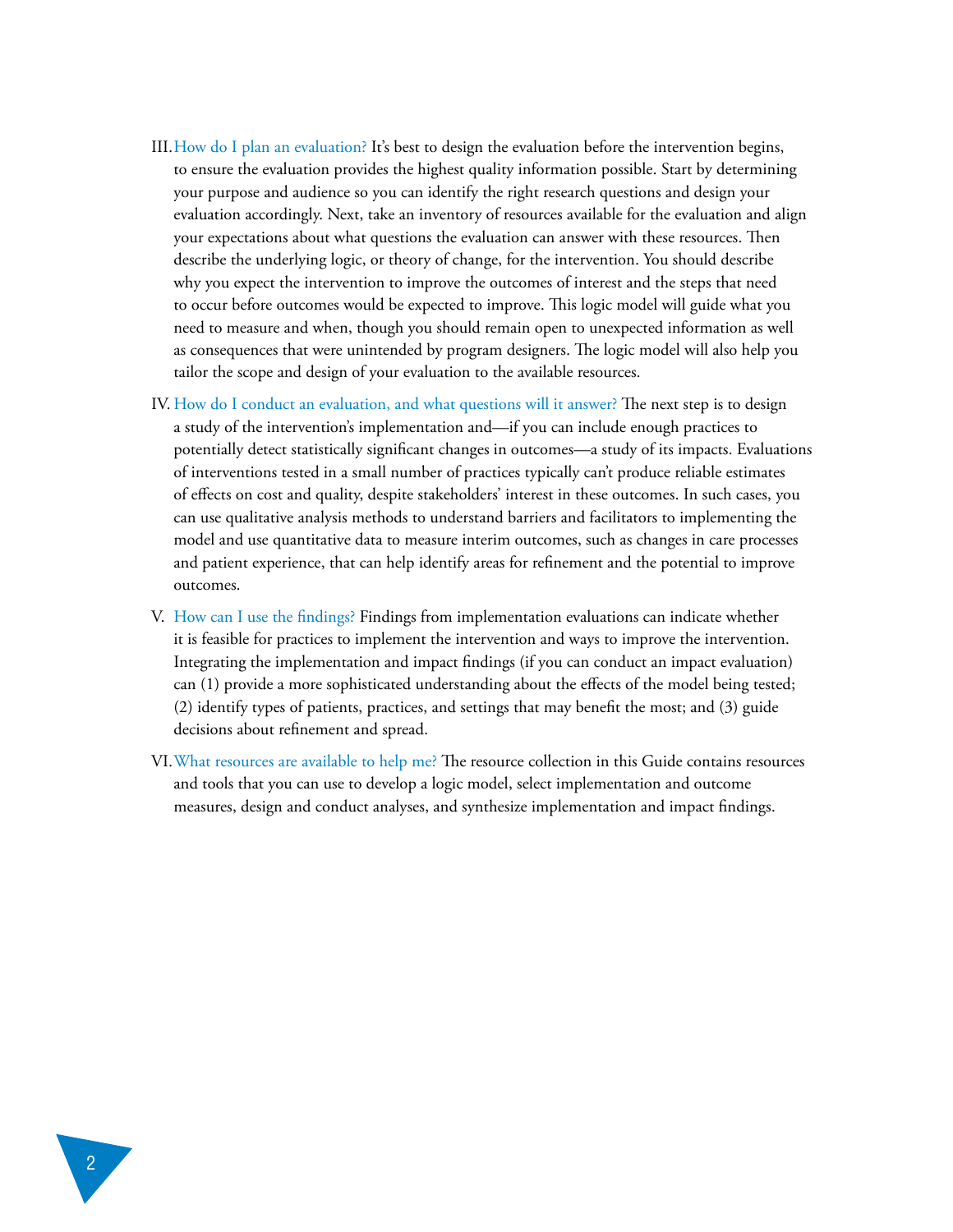III. How do I plan an evaluation? It's best to design the evaluation before the intervention begins, to ensure the evaluation provides the highest quality information possible. Start by determining your purpose and audience so you can identify the right research questions and design your evaluation accordingly. Next, take an inventory of resources available for the evaluation and align your expectations about what questions the evaluation can answer with these resources. Then describe the underlying logic, or theory of change, for the intervention. You should describe why you expect the intervention to improve the outcomes of interest and the steps that need to occur before outcomes would be expected to improve. This logic model will guide what you need to measure and when, though you should remain open to unexpected information as well as consequences that were unintended by program designers. The logic model will also help you tailor the scope and design of your evaluation to the available resources.

IV. How do I conduct an evaluation, and what questions will it answer? The next step is to design a study of the intervention's implementation and—if you can include enough practices to potentially detect statistically significant changes in outcomes—a study of its impacts. Evaluations of interventions tested in a small number of practices typically can't produce reliable estimates of effects on cost and quality, despite stakeholders' interest in these outcomes. In such cases, you can use qualitative analysis methods to understand barriers and facilitators to implementing the model and use quantitative data to measure interim outcomes, such as changes in care processes and patient experience, that can help identify areas for refinement and the potential to improve outcomes.

V. How can I use the findings? Findings from implementation evaluations can indicate whether it is feasible for practices to implement the intervention and ways to improve the intervention. Integrating the implementation and impact findings (if you can conduct an impact evaluation) can (1) provide a more sophisticated understanding about the effects of the model being tested; (2) identify types of patients, practices, and settings that may benefit the most; and (3) guide decisions about refinement and spread.

VI. What resources are available to help me? The resource collection in this Guide contains resources and tools that you can use to develop a logic model, select implementation and outcome measures, design and conduct analyses, and synthesize implementation and impact findings.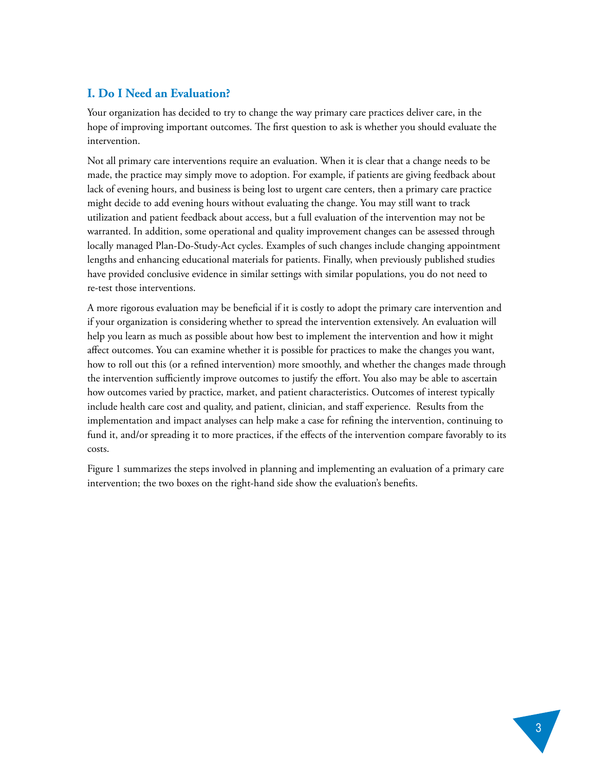## I. Do I Need an Evaluation?

Your organization has decided to try to change the way primary care practices deliver care, in the hope of improving important outcomes. The first question to ask is whether you should evaluate the intervention.

Not all primary care interventions require an evaluation. When it is clear that a change needs to be made, the practice may simply move to adoption. For example, if patients are giving feedback about lack of evening hours, and business is being lost to urgent care centers, then a primary care practice might decide to add evening hours without evaluating the change. You may still want to track utilization and patient feedback about access, but a full evaluation of the intervention may not be warranted. In addition, some operational and quality improvement changes can be assessed through locally managed Plan-Do-Study-Act cycles. Examples of such changes include changing appointment lengths and enhancing educational materials for patients. Finally, when previously published studies have provided conclusive evidence in similar settings with similar populations, you do not need to re-test those interventions.

A more rigorous evaluation may be beneficial if it is costly to adopt the primary care intervention and if your organization is considering whether to spread the intervention extensively. An evaluation will help you learn as much as possible about how best to implement the intervention and how it might affect outcomes. You can examine whether it is possible for practices to make the changes you want, how to roll out this (or a refined intervention) more smoothly, and whether the changes made through the intervention sufficiently improve outcomes to justify the effort. You also may be able to ascertain how outcomes varied by practice, market, and patient characteristics. Outcomes of interest typically include health care cost and quality, and patient, clinician, and staff experience. Results from the implementation and impact analyses can help make a case for refining the intervention, continuing to fund it, and/or spreading it to more practices, if the effects of the intervention compare favorably to its costs.

Figure 1 summarizes the steps involved in planning and implementing an evaluation of a primary care intervention; the two boxes on the right-hand side show the evaluation's benefits.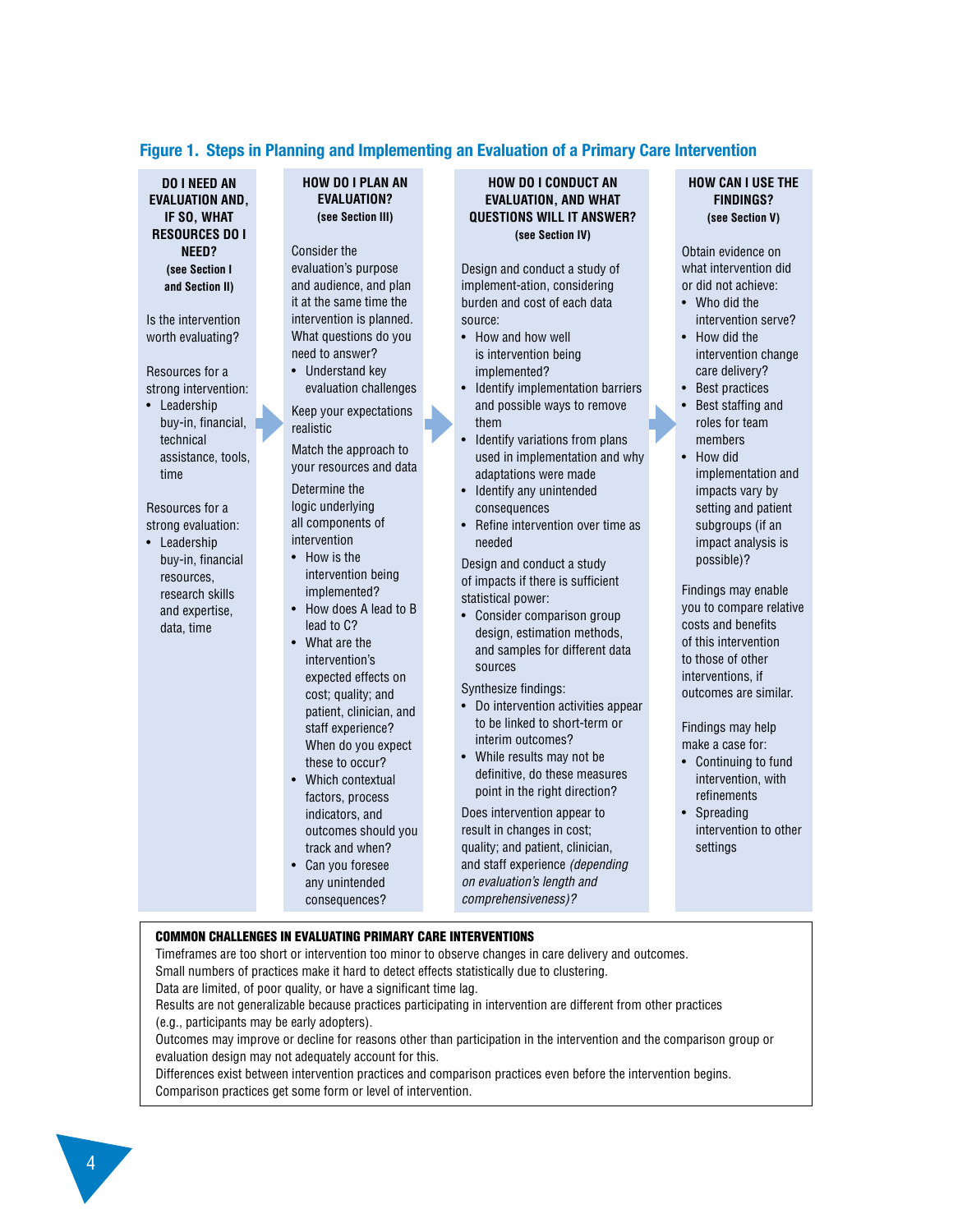**Figure 1. Steps in Planning and Implementing an Evaluation of a Primary Care Intervention**

### DO I NEED AN EVALUATION AND, IF SO, WHAT RESOURCES DO I NEED? (see Section I and Section II)

Is the intervention worth evaluating?

Resources for a strong intervention:

- Leadership buy-in, financial, technical assistance, tools, time

Resources for a strong evaluation:

- Leadership buy-in, financial resources, research skills and expertise, data, time

### HOW DO I PLAN AN EVALUATION? (see Section III)

Consider the evaluation's purpose and audience, and plan it at the same time the intervention is planned. What questions do you need to answer?

- Understand key evaluation challenges

Keep your expectations realistic

Match the approach to your resources and data

Determine the logic underlying all components of intervention

- How is the intervention being implemented?
- How does A lead to B lead to C?
- What are the intervention's expected effects on cost; quality; and patient, clinician, and staff experience? When do you expect these to occur?
- Which contextual factors, process indicators, and outcomes should you track and when?
- Can you foresee any unintended consequences?

### HOW DO I CONDUCT AN EVALUATION, AND WHAT QUESTIONS WILL IT ANSWER? (see Section IV)

Design and conduct a study of implement-ation, considering burden and cost of each data source:

- How and how well is intervention being implemented?
- Identify implementation barriers and possible ways to remove them
- Identify variations from plans used in implementation and why adaptations were made
- Identify any unintended consequences
- Refine intervention over time as needed

Design and conduct a study of impacts if there is sufficient statistical power:

- Consider comparison group design, estimation methods, and samples for different data sources

Synthesize findings:

- Do intervention activities appear to be linked to short-term or interim outcomes?
- While results may not be definitive, do these measures point in the right direction?

Does intervention appear to result in changes in cost; quality; and patient, clinician, and staff experience *(depending on evaluation's length and comprehensiveness)?*

### HOW CAN I USE THE FINDINGS? (see Section V)

Obtain evidence on what intervention did or did not achieve:

- Who did the intervention serve?
- How did the intervention change care delivery?
- Best practices
- Best staffing and roles for team members
- How did implementation and impacts vary by setting and patient subgroups (if an impact analysis is possible)?

Findings may enable you to compare relative costs and benefits of this intervention to those of other interventions, if outcomes are similar.

Findings may help make a case for:

- Continuing to fund intervention, with refinements
- Spreading intervention to other settings

**COMMON CHALLENGES IN EVALUATING PRIMARY CARE INTERVENTIONS**

Timeframes are too short or intervention too minor to observe changes in care delivery and outcomes.
Small numbers of practices make it hard to detect effects statistically due to clustering.
Data are limited, of poor quality, or have a significant time lag.
Results are not generalizable because practices participating in intervention are different from other practices (e.g., participants may be early adopters).
Outcomes may improve or decline for reasons other than participation in the intervention and the comparison group or evaluation design may not adequately account for this.
Differences exist between intervention practices and comparison practices even before the intervention begins.
Comparison practices get some form or level of intervention.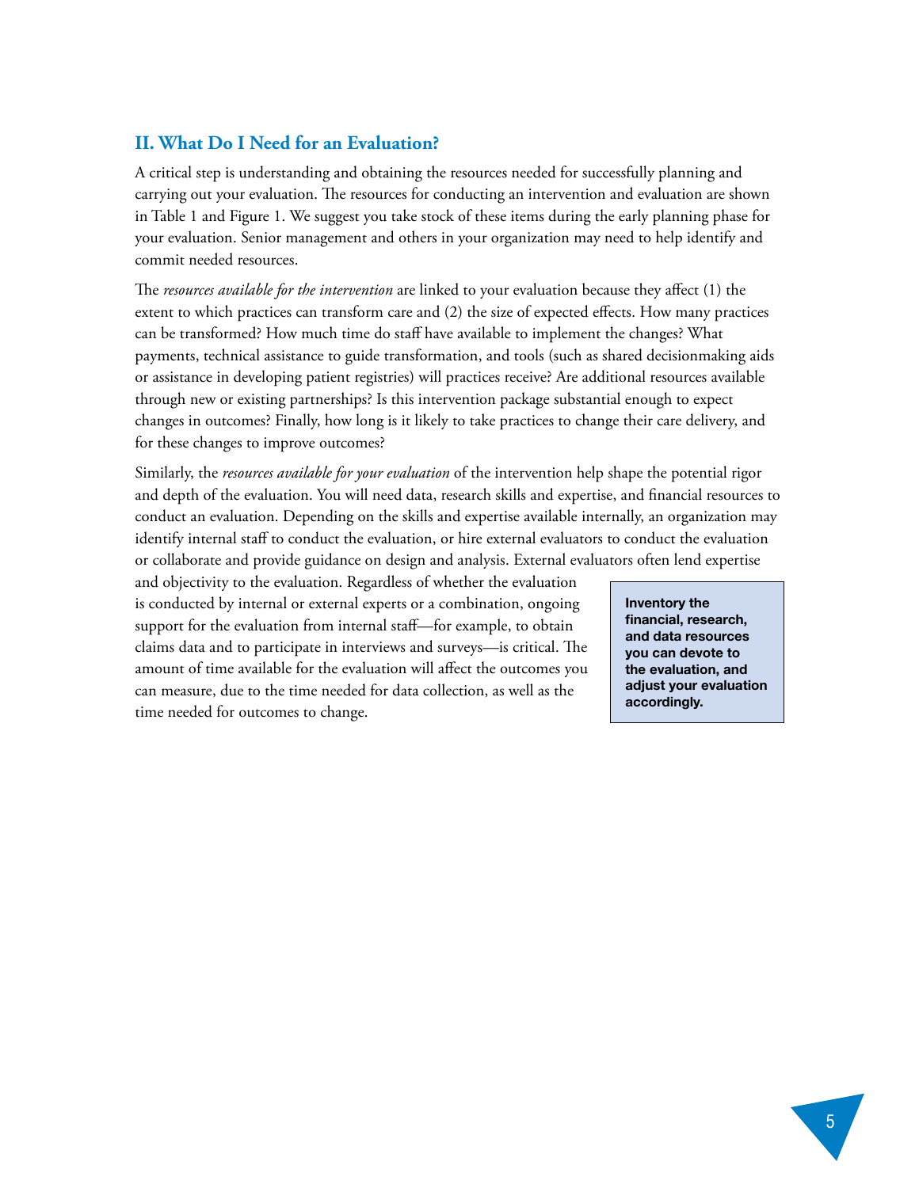## II. What Do I Need for an Evaluation?

A critical step is understanding and obtaining the resources needed for successfully planning and carrying out your evaluation. The resources for conducting an intervention and evaluation are shown in Table 1 and Figure 1. We suggest you take stock of these items during the early planning phase for your evaluation. Senior management and others in your organization may need to help identify and commit needed resources.

The *resources available for the intervention* are linked to your evaluation because they affect (1) the extent to which practices can transform care and (2) the size of expected effects. How many practices can be transformed? How much time do staff have available to implement the changes? What payments, technical assistance to guide transformation, and tools (such as shared decisionmaking aids or assistance in developing patient registries) will practices receive? Are additional resources available through new or existing partnerships? Is this intervention package substantial enough to expect changes in outcomes? Finally, how long is it likely to take practices to change their care delivery, and for these changes to improve outcomes?

Similarly, the *resources available for your evaluation* of the intervention help shape the potential rigor and depth of the evaluation. You will need data, research skills and expertise, and financial resources to conduct an evaluation. Depending on the skills and expertise available internally, an organization may identify internal staff to conduct the evaluation, or hire external evaluators to conduct the evaluation or collaborate and provide guidance on design and analysis. External evaluators often lend expertise and objectivity to the evaluation. Regardless of whether the evaluation is conducted by internal or external experts or a combination, ongoing support for the evaluation from internal staff—for example, to obtain claims data and to participate in interviews and surveys—is critical. The amount of time available for the evaluation will affect the outcomes you can measure, due to the time needed for data collection, as well as the time needed for outcomes to change.

**Inventory the financial, research, and data resources you can devote to the evaluation, and adjust your evaluation accordingly.**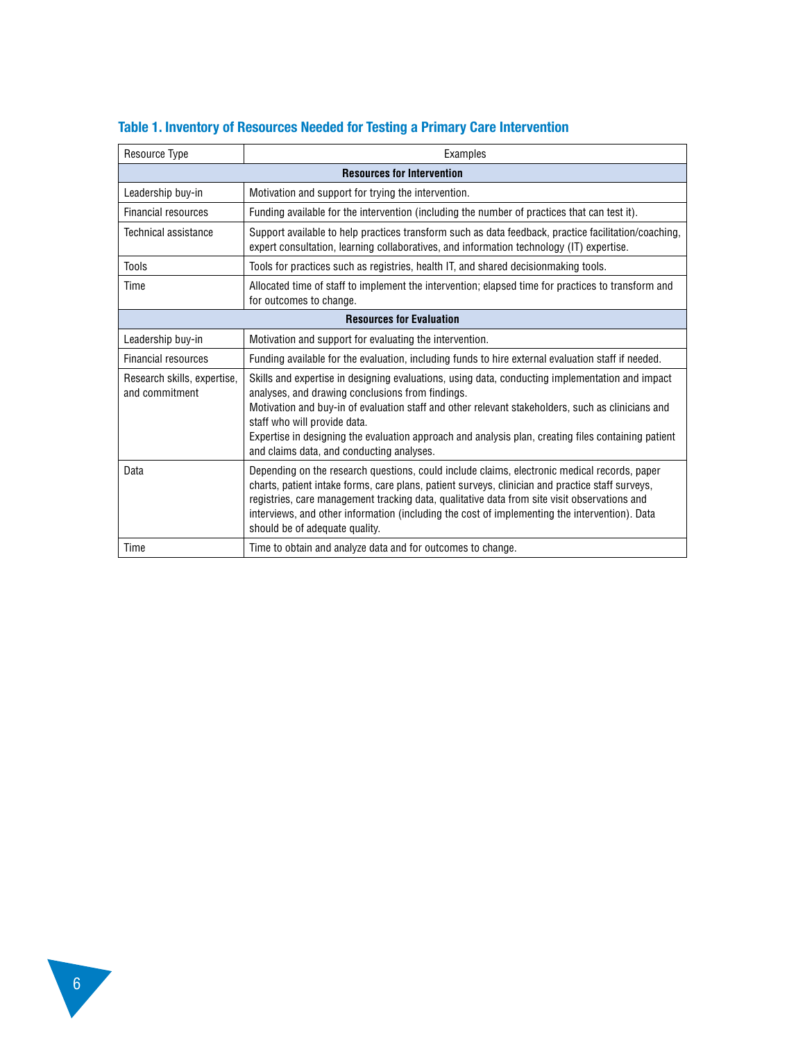**Table 1. Inventory of Resources Needed for Testing a Primary Care Intervention**

| Resource Type | Examples |
|---|---|
| **Resources for Intervention** | |
| Leadership buy-in | Motivation and support for trying the intervention. |
| Financial resources | Funding available for the intervention (including the number of practices that can test it). |
| Technical assistance | Support available to help practices transform such as data feedback, practice facilitation/coaching, expert consultation, learning collaboratives, and information technology (IT) expertise. |
| Tools | Tools for practices such as registries, health IT, and shared decisionmaking tools. |
| Time | Allocated time of staff to implement the intervention; elapsed time for practices to transform and for outcomes to change. |
| **Resources for Evaluation** | |
| Leadership buy-in | Motivation and support for evaluating the intervention. |
| Financial resources | Funding available for the evaluation, including funds to hire external evaluation staff if needed. |
| Research skills, expertise, and commitment | Skills and expertise in designing evaluations, using data, conducting implementation and impact analyses, and drawing conclusions from findings. Motivation and buy-in of evaluation staff and other relevant stakeholders, such as clinicians and staff who will provide data. Expertise in designing the evaluation approach and analysis plan, creating files containing patient and claims data, and conducting analyses. |
| Data | Depending on the research questions, could include claims, electronic medical records, paper charts, patient intake forms, care plans, patient surveys, clinician and practice staff surveys, registries, care management tracking data, qualitative data from site visit observations and interviews, and other information (including the cost of implementing the intervention). Data should be of adequate quality. |
| Time | Time to obtain and analyze data and for outcomes to change. |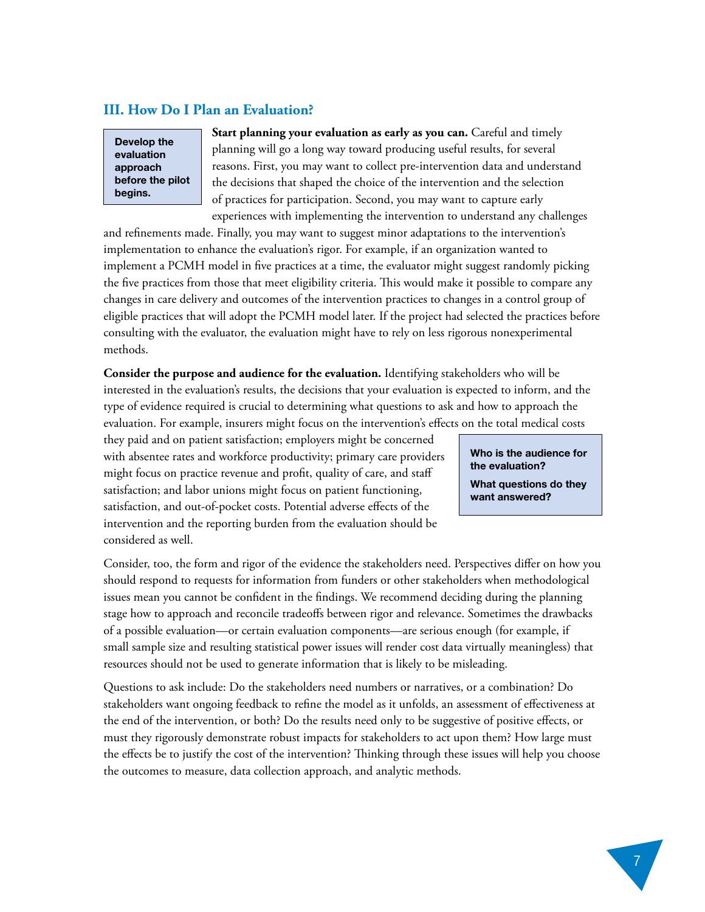## III. How Do I Plan an Evaluation?

**Develop the evaluation approach before the pilot begins.**

**Start planning your evaluation as early as you can.** Careful and timely planning will go a long way toward producing useful results, for several reasons. First, you may want to collect pre-intervention data and understand the decisions that shaped the choice of the intervention and the selection of practices for participation. Second, you may want to capture early experiences with implementing the intervention to understand any challenges and refinements made. Finally, you may want to suggest minor adaptations to the intervention's implementation to enhance the evaluation's rigor. For example, if an organization wanted to implement a PCMH model in five practices at a time, the evaluator might suggest randomly picking the five practices from those that meet eligibility criteria. This would make it possible to compare any changes in care delivery and outcomes of the intervention practices to changes in a control group of eligible practices that will adopt the PCMH model later. If the project had selected the practices before consulting with the evaluator, the evaluation might have to rely on less rigorous nonexperimental methods.

**Consider the purpose and audience for the evaluation.** Identifying stakeholders who will be interested in the evaluation's results, the decisions that your evaluation is expected to inform, and the type of evidence required is crucial to determining what questions to ask and how to approach the evaluation. For example, insurers might focus on the intervention's effects on the total medical costs they paid and on patient satisfaction; employers might be concerned with absentee rates and workforce productivity; primary care providers might focus on practice revenue and profit, quality of care, and staff satisfaction; and labor unions might focus on patient functioning, satisfaction, and out-of-pocket costs. Potential adverse effects of the intervention and the reporting burden from the evaluation should be considered as well.

**Who is the audience for the evaluation?**

**What questions do they want answered?**

Consider, too, the form and rigor of the evidence the stakeholders need. Perspectives differ on how you should respond to requests for information from funders or other stakeholders when methodological issues mean you cannot be confident in the findings. We recommend deciding during the planning stage how to approach and reconcile tradeoffs between rigor and relevance. Sometimes the drawbacks of a possible evaluation—or certain evaluation components—are serious enough (for example, if small sample size and resulting statistical power issues will render cost data virtually meaningless) that resources should not be used to generate information that is likely to be misleading.

Questions to ask include: Do the stakeholders need numbers or narratives, or a combination? Do stakeholders want ongoing feedback to refine the model as it unfolds, an assessment of effectiveness at the end of the intervention, or both? Do the results need only to be suggestive of positive effects, or must they rigorously demonstrate robust impacts for stakeholders to act upon them? How large must the effects be to justify the cost of the intervention? Thinking through these issues will help you choose the outcomes to measure, data collection approach, and analytic methods.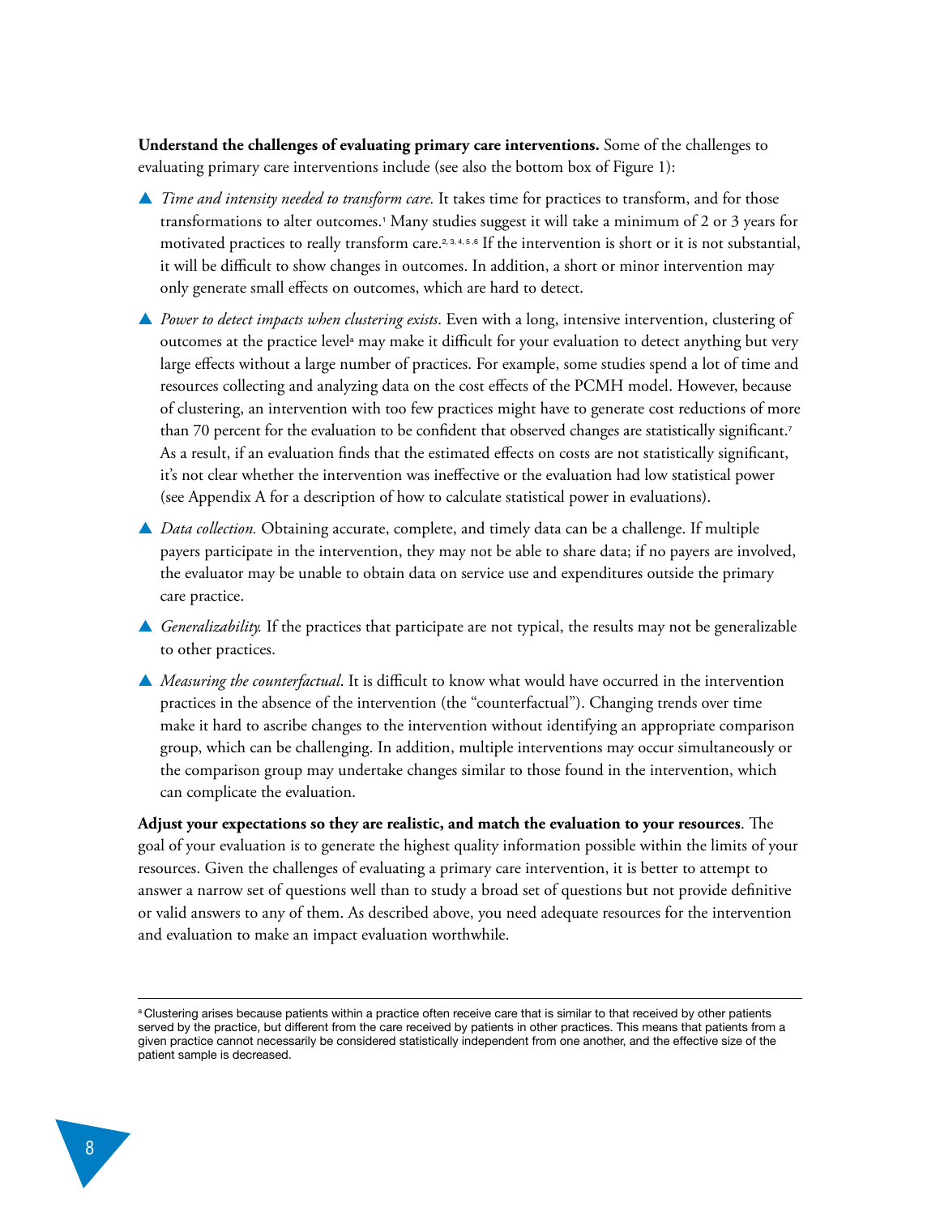**Understand the challenges of evaluating primary care interventions.** Some of the challenges to evaluating primary care interventions include (see also the bottom box of Figure 1):

- *Time and intensity needed to transform care.* It takes time for practices to transform, and for those transformations to alter outcomes.[1] Many studies suggest it will take a minimum of 2 or 3 years for motivated practices to really transform care.[2,3,4,5,6] If the intervention is short or it is not substantial, it will be difficult to show changes in outcomes. In addition, a short or minor intervention may only generate small effects on outcomes, which are hard to detect.

- *Power to detect impacts when clustering exists*. Even with a long, intensive intervention, clustering of outcomes at the practice level[a] may make it difficult for your evaluation to detect anything but very large effects without a large number of practices. For example, some studies spend a lot of time and resources collecting and analyzing data on the cost effects of the PCMH model. However, because of clustering, an intervention with too few practices might have to generate cost reductions of more than 70 percent for the evaluation to be confident that observed changes are statistically significant.[7] As a result, if an evaluation finds that the estimated effects on costs are not statistically significant, it's not clear whether the intervention was ineffective or the evaluation had low statistical power (see Appendix A for a description of how to calculate statistical power in evaluations).

- *Data collection.* Obtaining accurate, complete, and timely data can be a challenge. If multiple payers participate in the intervention, they may not be able to share data; if no payers are involved, the evaluator may be unable to obtain data on service use and expenditures outside the primary care practice.

- *Generalizability.* If the practices that participate are not typical, the results may not be generalizable to other practices.

- *Measuring the counterfactual*. It is difficult to know what would have occurred in the intervention practices in the absence of the intervention (the "counterfactual"). Changing trends over time make it hard to ascribe changes to the intervention without identifying an appropriate comparison group, which can be challenging. In addition, multiple interventions may occur simultaneously or the comparison group may undertake changes similar to those found in the intervention, which can complicate the evaluation.

**Adjust your expectations so they are realistic, and match the evaluation to your resources**. The goal of your evaluation is to generate the highest quality information possible within the limits of your resources. Given the challenges of evaluating a primary care intervention, it is better to attempt to answer a narrow set of questions well than to study a broad set of questions but not provide definitive or valid answers to any of them. As described above, you need adequate resources for the intervention and evaluation to make an impact evaluation worthwhile.

---

[a] Clustering arises because patients within a practice often receive care that is similar to that received by other patients served by the practice, but different from the care received by patients in other practices. This means that patients from a given practice cannot necessarily be considered statistically independent from one another, and the effective size of the patient sample is decreased.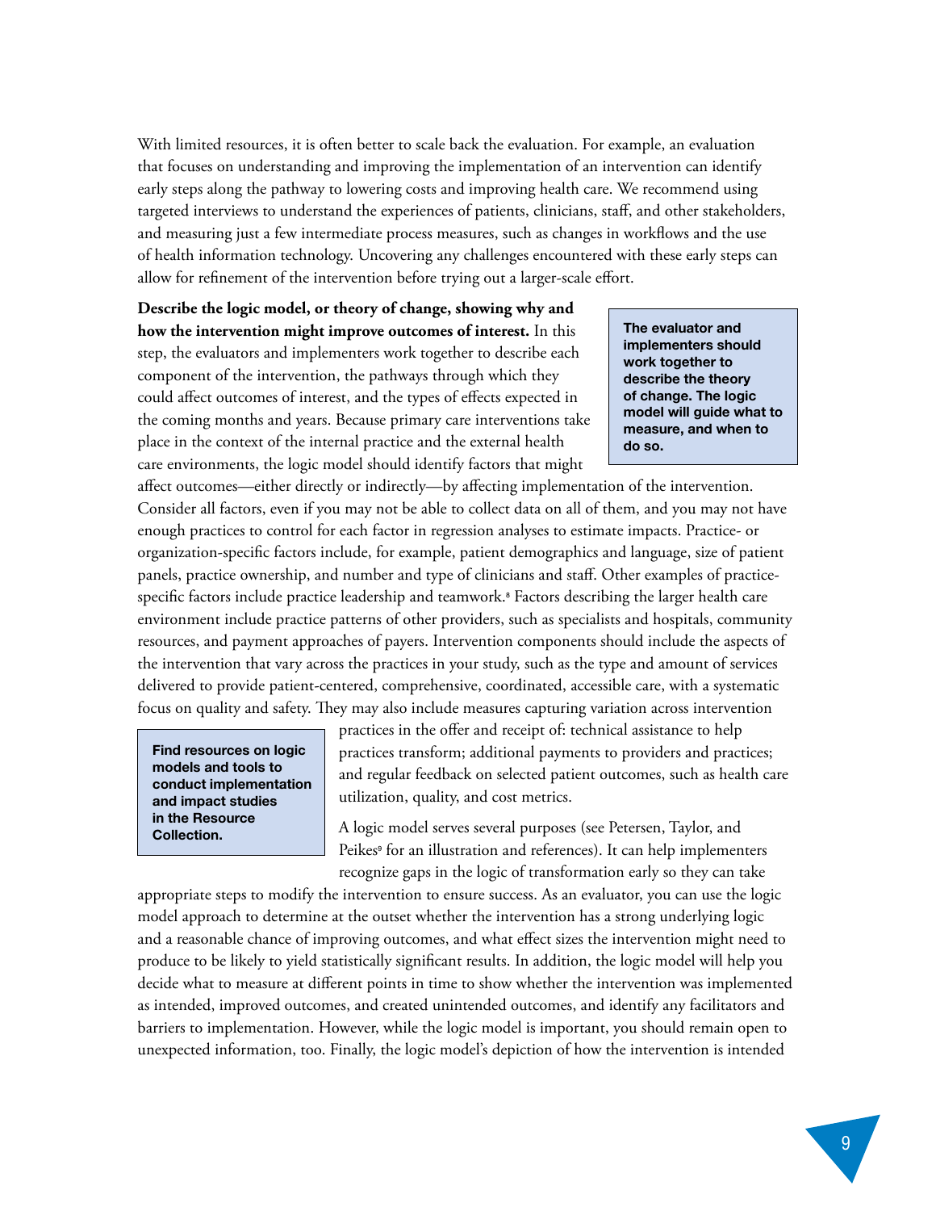With limited resources, it is often better to scale back the evaluation. For example, an evaluation that focuses on understanding and improving the implementation of an intervention can identify early steps along the pathway to lowering costs and improving health care. We recommend using targeted interviews to understand the experiences of patients, clinicians, staff, and other stakeholders, and measuring just a few intermediate process measures, such as changes in workflows and the use of health information technology. Uncovering any challenges encountered with these early steps can allow for refinement of the intervention before trying out a larger-scale effort.

**Describe the logic model, or theory of change, showing why and how the intervention might improve outcomes of interest.** In this step, the evaluators and implementers work together to describe each component of the intervention, the pathways through which they could affect outcomes of interest, and the types of effects expected in the coming months and years. Because primary care interventions take place in the context of the internal practice and the external health care environments, the logic model should identify factors that might affect outcomes—either directly or indirectly—by affecting implementation of the intervention. Consider all factors, even if you may not be able to collect data on all of them, and you may not have enough practices to control for each factor in regression analyses to estimate impacts. Practice- or organization-specific factors include, for example, patient demographics and language, size of patient panels, practice ownership, and number and type of clinicians and staff. Other examples of practice-specific factors include practice leadership and teamwork.[8] Factors describing the larger health care environment include practice patterns of other providers, such as specialists and hospitals, community resources, and payment approaches of payers. Intervention components should include the aspects of the intervention that vary across the practices in your study, such as the type and amount of services delivered to provide patient-centered, comprehensive, coordinated, accessible care, with a systematic focus on quality and safety. They may also include measures capturing variation across intervention practices in the offer and receipt of: technical assistance to help practices transform; additional payments to providers and practices; and regular feedback on selected patient outcomes, such as health care utilization, quality, and cost metrics.

**The evaluator and implementers should work together to describe the theory of change. The logic model will guide what to measure, and when to do so.**

**Find resources on logic models and tools to conduct implementation and impact studies in the Resource Collection.**

A logic model serves several purposes (see Petersen, Taylor, and Peikes[9] for an illustration and references). It can help implementers recognize gaps in the logic of transformation early so they can take appropriate steps to modify the intervention to ensure success. As an evaluator, you can use the logic model approach to determine at the outset whether the intervention has a strong underlying logic and a reasonable chance of improving outcomes, and what effect sizes the intervention might need to produce to be likely to yield statistically significant results. In addition, the logic model will help you decide what to measure at different points in time to show whether the intervention was implemented as intended, improved outcomes, and created unintended outcomes, and identify any facilitators and barriers to implementation. However, while the logic model is important, you should remain open to unexpected information, too. Finally, the logic model's depiction of how the intervention is intended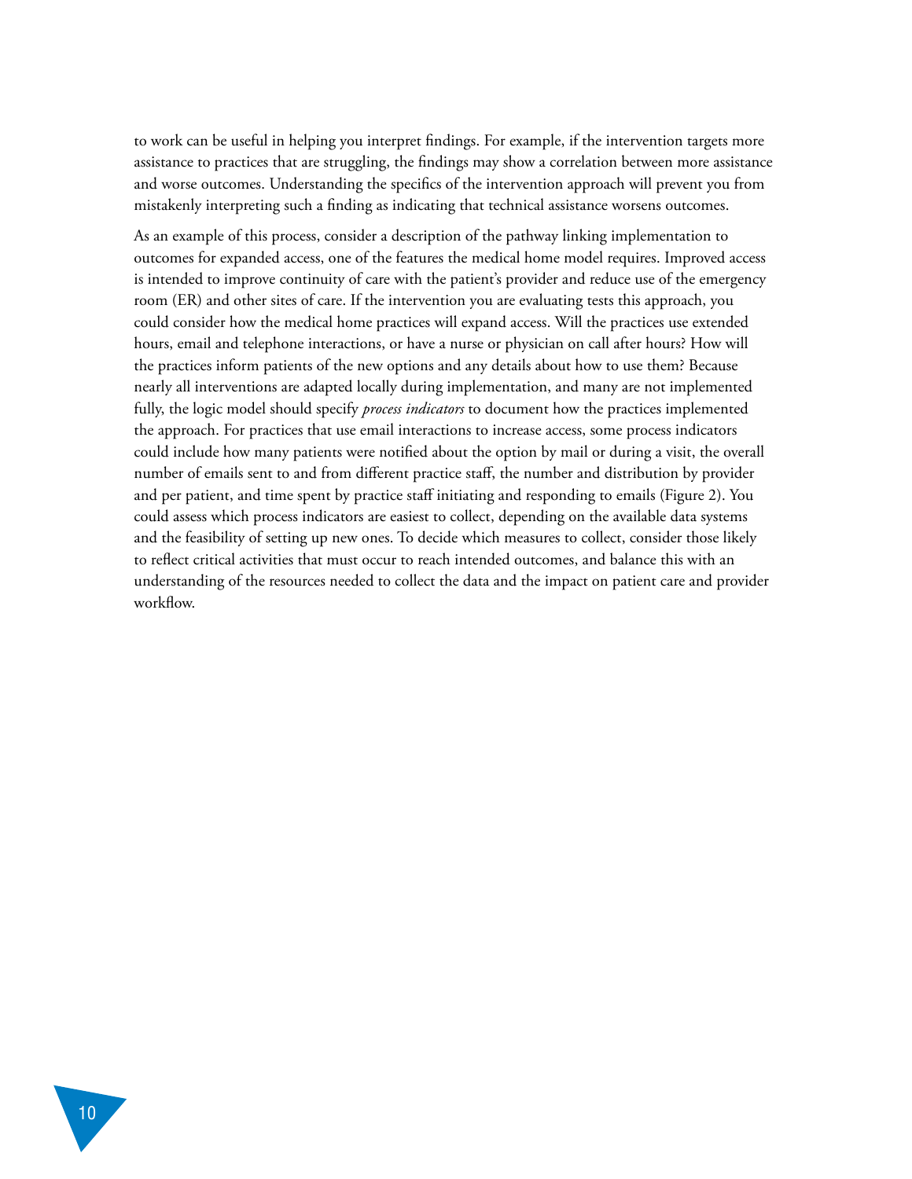to work can be useful in helping you interpret findings. For example, if the intervention targets more assistance to practices that are struggling, the findings may show a correlation between more assistance and worse outcomes. Understanding the specifics of the intervention approach will prevent you from mistakenly interpreting such a finding as indicating that technical assistance worsens outcomes.

As an example of this process, consider a description of the pathway linking implementation to outcomes for expanded access, one of the features the medical home model requires. Improved access is intended to improve continuity of care with the patient's provider and reduce use of the emergency room (ER) and other sites of care. If the intervention you are evaluating tests this approach, you could consider how the medical home practices will expand access. Will the practices use extended hours, email and telephone interactions, or have a nurse or physician on call after hours? How will the practices inform patients of the new options and any details about how to use them? Because nearly all interventions are adapted locally during implementation, and many are not implemented fully, the logic model should specify *process indicators* to document how the practices implemented the approach. For practices that use email interactions to increase access, some process indicators could include how many patients were notified about the option by mail or during a visit, the overall number of emails sent to and from different practice staff, the number and distribution by provider and per patient, and time spent by practice staff initiating and responding to emails (Figure 2). You could assess which process indicators are easiest to collect, depending on the available data systems and the feasibility of setting up new ones. To decide which measures to collect, consider those likely to reflect critical activities that must occur to reach intended outcomes, and balance this with an understanding of the resources needed to collect the data and the impact on patient care and provider workflow.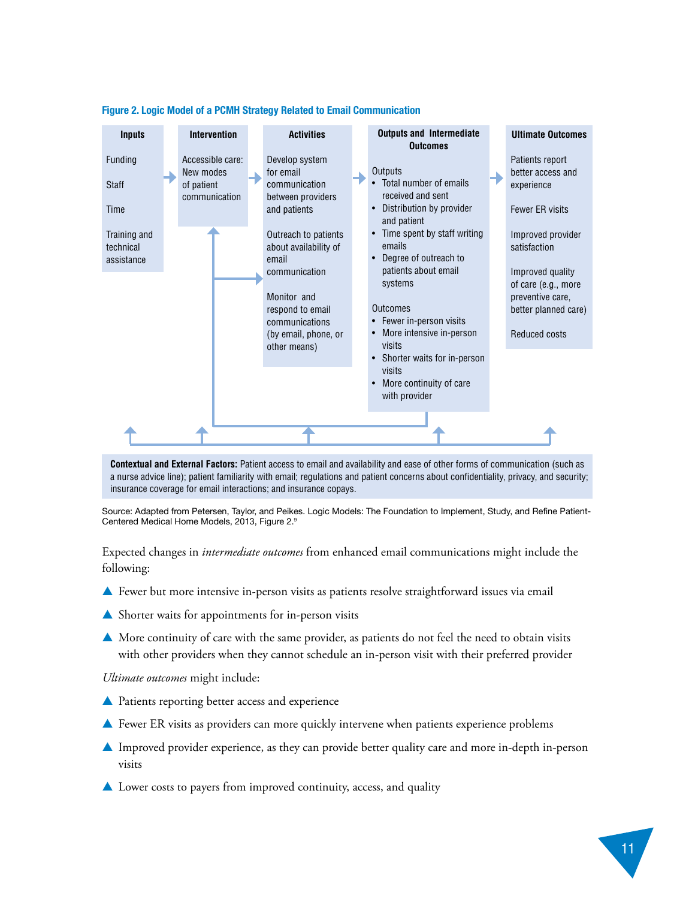**Figure 2. Logic Model of a PCMH Strategy Related to Email Communication**

| Inputs | Intervention | Activities | Outputs and Intermediate Outcomes | Ultimate Outcomes |
|---|---|---|---|---|
| Funding<br><br>Staff<br><br>Time<br><br>Training and technical assistance | Accessible care: New modes of patient communication | Develop system for email communication between providers and patients<br><br>Outreach to patients about availability of email communication<br><br>Monitor and respond to email communications (by email, phone, or other means) | Outputs<br>• Total number of emails received and sent<br>• Distribution by provider and patient<br>• Time spent by staff writing emails<br>• Degree of outreach to patients about email systems<br><br>Outcomes<br>• Fewer in-person visits<br>• More intensive in-person visits<br>• Shorter waits for in-person visits<br>• More continuity of care with provider | Patients report better access and experience<br><br>Fewer ER visits<br><br>Improved provider satisfaction<br><br>Improved quality of care (e.g., more preventive care, better planned care)<br><br>Reduced costs |

**Contextual and External Factors:** Patient access to email and availability and ease of other forms of communication (such as a nurse advice line); patient familiarity with email; regulations and patient concerns about confidentiality, privacy, and security; insurance coverage for email interactions; and insurance copays.

Source: Adapted from Petersen, Taylor, and Peikes. Logic Models: The Foundation to Implement, Study, and Refine Patient-Centered Medical Home Models, 2013, Figure 2.[9]

Expected changes in *intermediate outcomes* from enhanced email communications might include the following:

- Fewer but more intensive in-person visits as patients resolve straightforward issues via email
- Shorter waits for appointments for in-person visits
- More continuity of care with the same provider, as patients do not feel the need to obtain visits with other providers when they cannot schedule an in-person visit with their preferred provider

*Ultimate outcomes* might include:

- Patients reporting better access and experience
- Fewer ER visits as providers can more quickly intervene when patients experience problems
- Improved provider experience, as they can provide better quality care and more in-depth in-person visits
- Lower costs to payers from improved continuity, access, and quality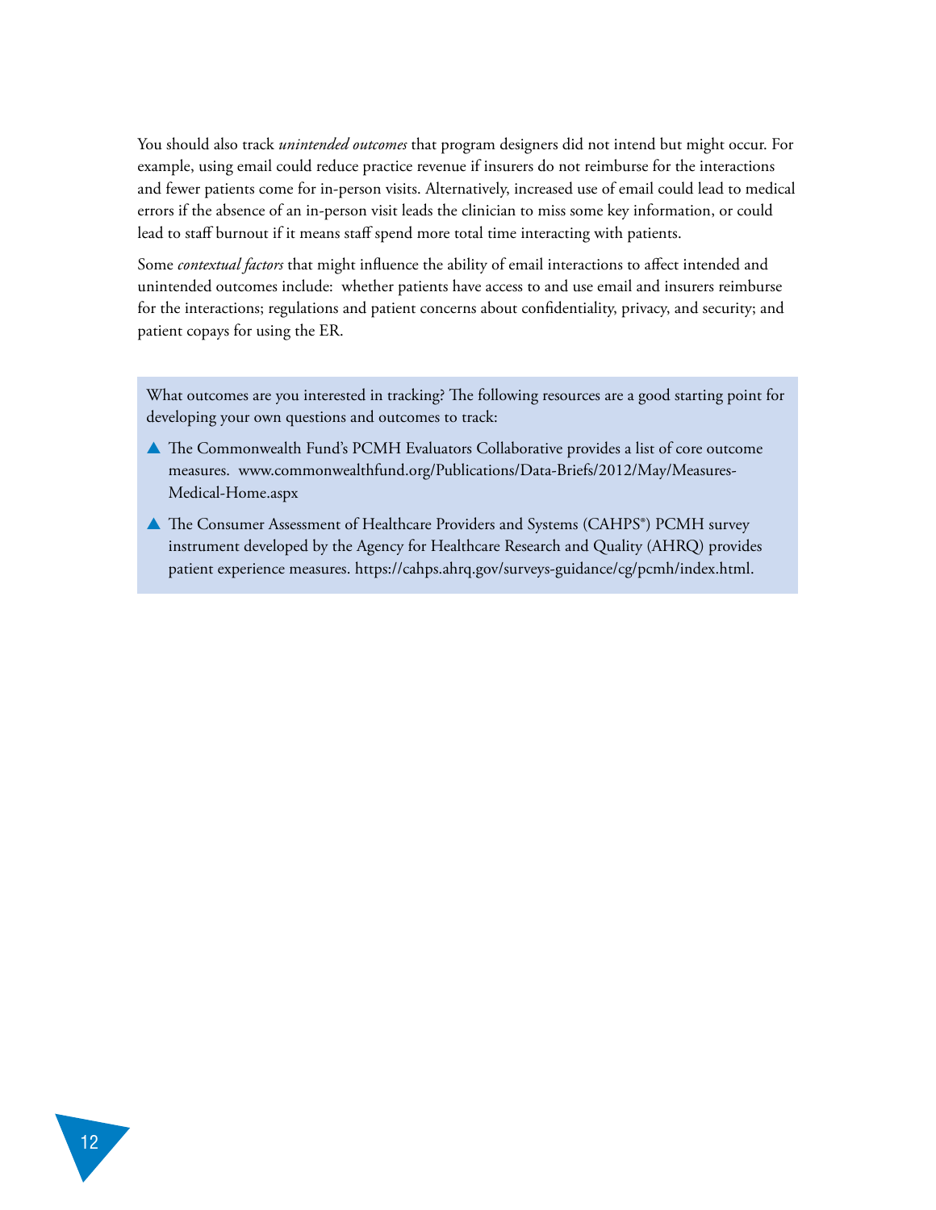You should also track *unintended outcomes* that program designers did not intend but might occur. For example, using email could reduce practice revenue if insurers do not reimburse for the interactions and fewer patients come for in-person visits. Alternatively, increased use of email could lead to medical errors if the absence of an in-person visit leads the clinician to miss some key information, or could lead to staff burnout if it means staff spend more total time interacting with patients.

Some *contextual factors* that might influence the ability of email interactions to affect intended and unintended outcomes include: whether patients have access to and use email and insurers reimburse for the interactions; regulations and patient concerns about confidentiality, privacy, and security; and patient copays for using the ER.

What outcomes are you interested in tracking? The following resources are a good starting point for developing your own questions and outcomes to track:

- The Commonwealth Fund's PCMH Evaluators Collaborative provides a list of core outcome measures. www.commonwealthfund.org/Publications/Data-Briefs/2012/May/Measures-Medical-Home.aspx
- The Consumer Assessment of Healthcare Providers and Systems (CAHPS®) PCMH survey instrument developed by the Agency for Healthcare Research and Quality (AHRQ) provides patient experience measures. https://cahps.ahrq.gov/surveys-guidance/cg/pcmh/index.html.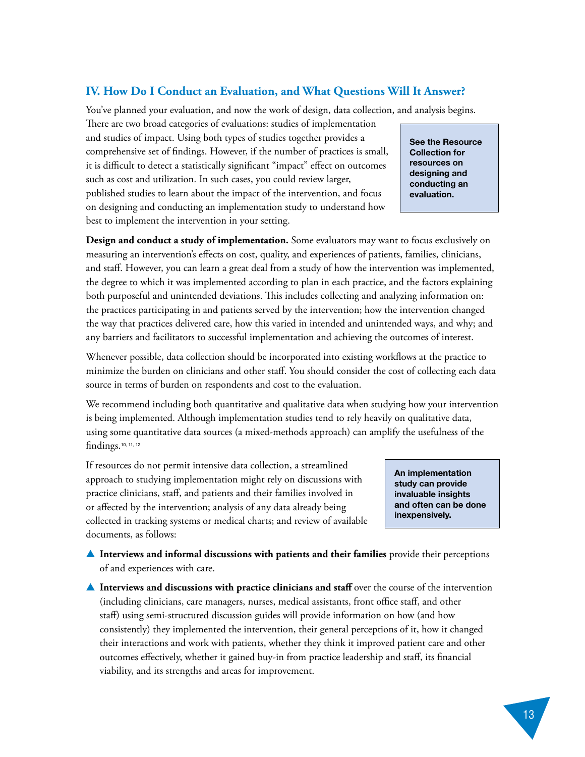## IV. How Do I Conduct an Evaluation, and What Questions Will It Answer?

You've planned your evaluation, and now the work of design, data collection, and analysis begins. There are two broad categories of evaluations: studies of implementation and studies of impact. Using both types of studies together provides a comprehensive set of findings. However, if the number of practices is small, it is difficult to detect a statistically significant "impact" effect on outcomes such as cost and utilization. In such cases, you could review larger, published studies to learn about the impact of the intervention, and focus on designing and conducting an implementation study to understand how best to implement the intervention in your setting.

**See the Resource Collection for resources on designing and conducting an evaluation.**

**Design and conduct a study of implementation.** Some evaluators may want to focus exclusively on measuring an intervention's effects on cost, quality, and experiences of patients, families, clinicians, and staff. However, you can learn a great deal from a study of how the intervention was implemented, the degree to which it was implemented according to plan in each practice, and the factors explaining both purposeful and unintended deviations. This includes collecting and analyzing information on: the practices participating in and patients served by the intervention; how the intervention changed the way that practices delivered care, how this varied in intended and unintended ways, and why; and any barriers and facilitators to successful implementation and achieving the outcomes of interest.

Whenever possible, data collection should be incorporated into existing workflows at the practice to minimize the burden on clinicians and other staff. You should consider the cost of collecting each data source in terms of burden on respondents and cost to the evaluation.

We recommend including both quantitative and qualitative data when studying how your intervention is being implemented. Although implementation studies tend to rely heavily on qualitative data, using some quantitative data sources (a mixed-methods approach) can amplify the usefulness of the findings.[10, 11, 12]

If resources do not permit intensive data collection, a streamlined approach to studying implementation might rely on discussions with practice clinicians, staff, and patients and their families involved in or affected by the intervention; analysis of any data already being collected in tracking systems or medical charts; and review of available documents, as follows:

**An implementation study can provide invaluable insights and often can be done inexpensively.**

- **Interviews and informal discussions with patients and their families** provide their perceptions of and experiences with care.
- **Interviews and discussions with practice clinicians and staff** over the course of the intervention (including clinicians, care managers, nurses, medical assistants, front office staff, and other staff) using semi-structured discussion guides will provide information on how (and how consistently) they implemented the intervention, their general perceptions of it, how it changed their interactions and work with patients, whether they think it improved patient care and other outcomes effectively, whether it gained buy-in from practice leadership and staff, its financial viability, and its strengths and areas for improvement.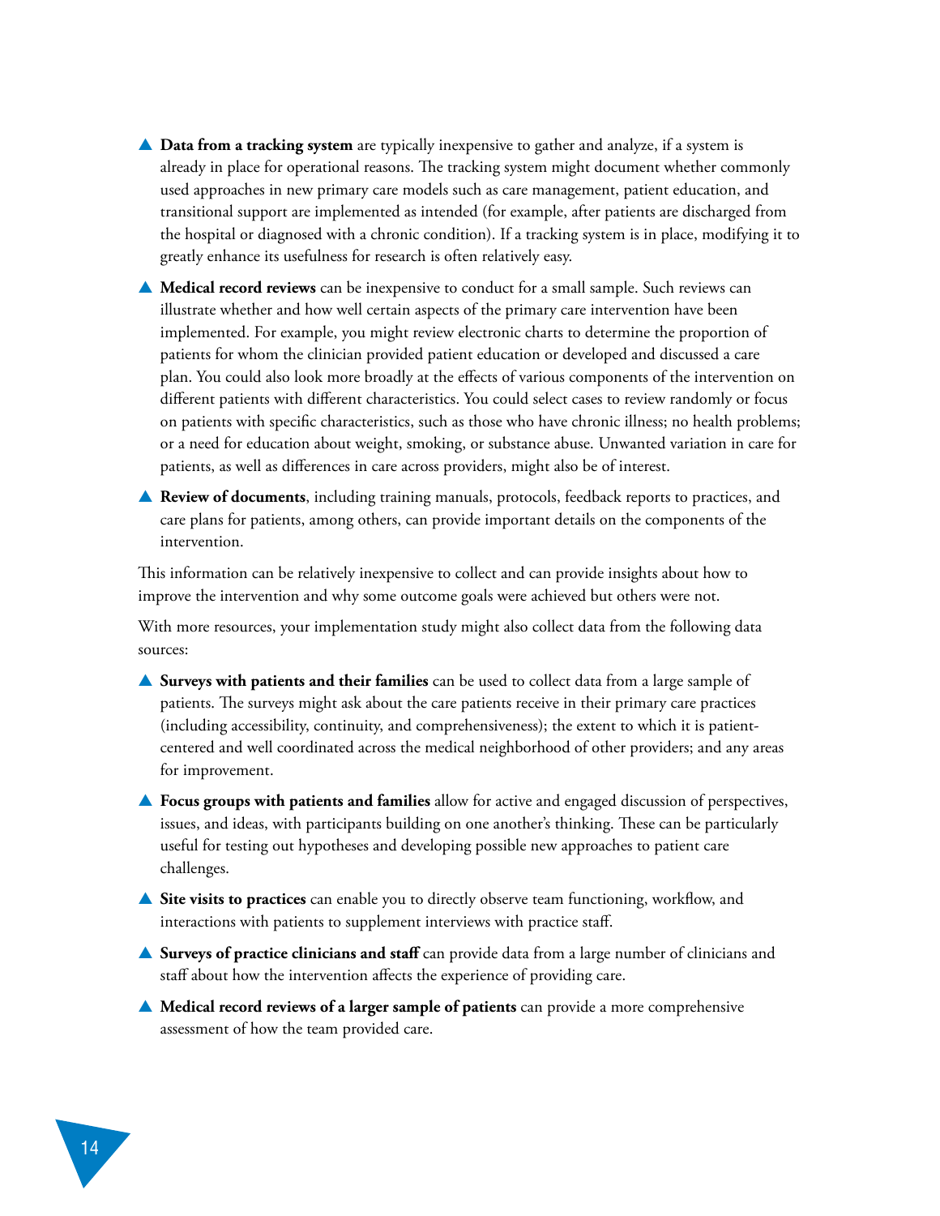- **Data from a tracking system** are typically inexpensive to gather and analyze, if a system is already in place for operational reasons. The tracking system might document whether commonly used approaches in new primary care models such as care management, patient education, and transitional support are implemented as intended (for example, after patients are discharged from the hospital or diagnosed with a chronic condition). If a tracking system is in place, modifying it to greatly enhance its usefulness for research is often relatively easy.

- **Medical record reviews** can be inexpensive to conduct for a small sample. Such reviews can illustrate whether and how well certain aspects of the primary care intervention have been implemented. For example, you might review electronic charts to determine the proportion of patients for whom the clinician provided patient education or developed and discussed a care plan. You could also look more broadly at the effects of various components of the intervention on different patients with different characteristics. You could select cases to review randomly or focus on patients with specific characteristics, such as those who have chronic illness; no health problems; or a need for education about weight, smoking, or substance abuse. Unwanted variation in care for patients, as well as differences in care across providers, might also be of interest.

- **Review of documents**, including training manuals, protocols, feedback reports to practices, and care plans for patients, among others, can provide important details on the components of the intervention.

This information can be relatively inexpensive to collect and can provide insights about how to improve the intervention and why some outcome goals were achieved but others were not.

With more resources, your implementation study might also collect data from the following data sources:

- **Surveys with patients and their families** can be used to collect data from a large sample of patients. The surveys might ask about the care patients receive in their primary care practices (including accessibility, continuity, and comprehensiveness); the extent to which it is patient-centered and well coordinated across the medical neighborhood of other providers; and any areas for improvement.

- **Focus groups with patients and families** allow for active and engaged discussion of perspectives, issues, and ideas, with participants building on one another's thinking. These can be particularly useful for testing out hypotheses and developing possible new approaches to patient care challenges.

- **Site visits to practices** can enable you to directly observe team functioning, workflow, and interactions with patients to supplement interviews with practice staff.

- **Surveys of practice clinicians and staff** can provide data from a large number of clinicians and staff about how the intervention affects the experience of providing care.

- **Medical record reviews of a larger sample of patients** can provide a more comprehensive assessment of how the team provided care.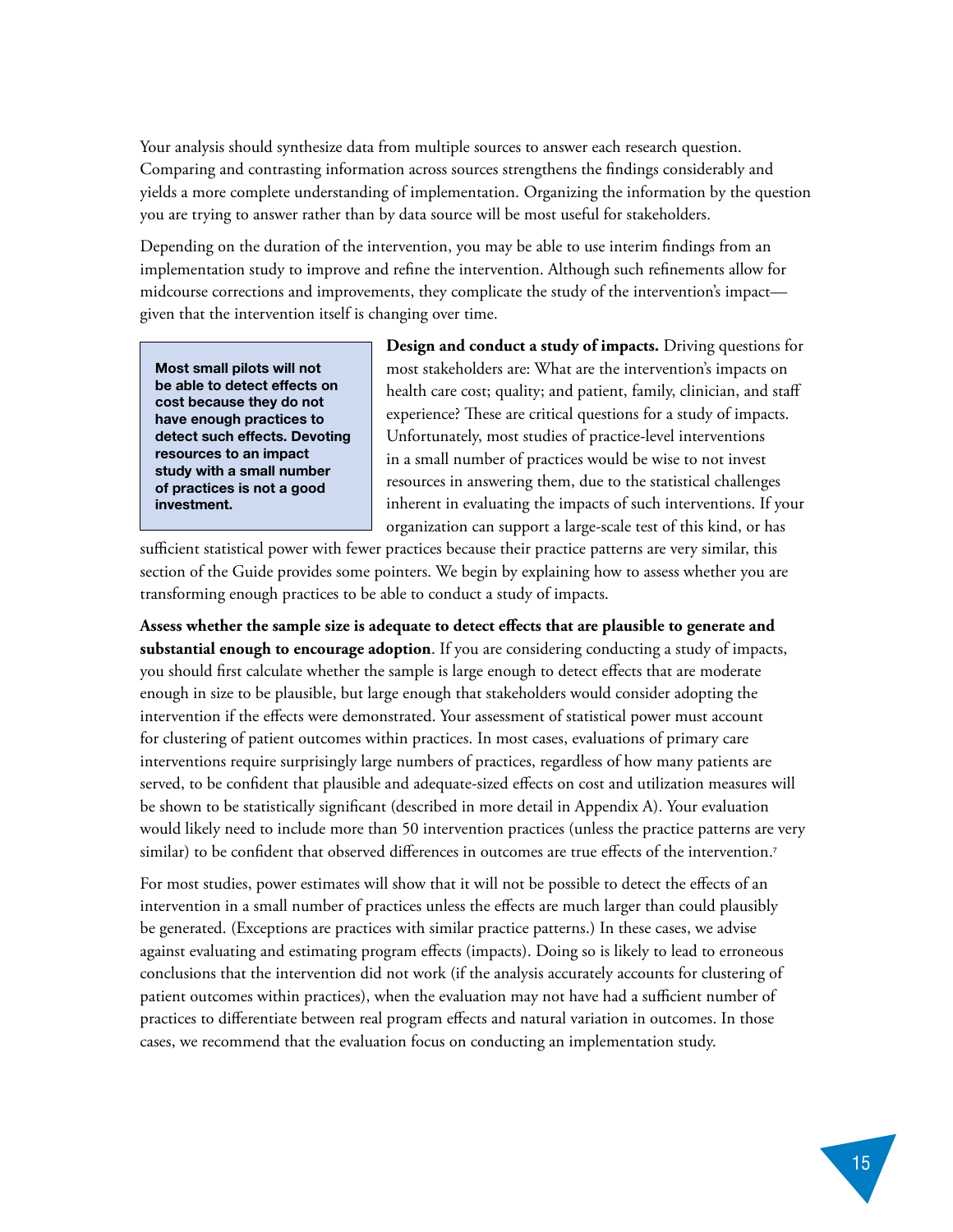Your analysis should synthesize data from multiple sources to answer each research question. Comparing and contrasting information across sources strengthens the findings considerably and yields a more complete understanding of implementation. Organizing the information by the question you are trying to answer rather than by data source will be most useful for stakeholders.

Depending on the duration of the intervention, you may be able to use interim findings from an implementation study to improve and refine the intervention. Although such refinements allow for midcourse corrections and improvements, they complicate the study of the intervention's impact—given that the intervention itself is changing over time.

> **Most small pilots will not be able to detect effects on cost because they do not have enough practices to detect such effects. Devoting resources to an impact study with a small number of practices is not a good investment.**

**Design and conduct a study of impacts.** Driving questions for most stakeholders are: What are the intervention's impacts on health care cost; quality; and patient, family, clinician, and staff experience? These are critical questions for a study of impacts. Unfortunately, most studies of practice-level interventions in a small number of practices would be wise to not invest resources in answering them, due to the statistical challenges inherent in evaluating the impacts of such interventions. If your organization can support a large-scale test of this kind, or has sufficient statistical power with fewer practices because their practice patterns are very similar, this section of the Guide provides some pointers. We begin by explaining how to assess whether you are transforming enough practices to be able to conduct a study of impacts.

**Assess whether the sample size is adequate to detect effects that are plausible to generate and substantial enough to encourage adoption**. If you are considering conducting a study of impacts, you should first calculate whether the sample is large enough to detect effects that are moderate enough in size to be plausible, but large enough that stakeholders would consider adopting the intervention if the effects were demonstrated. Your assessment of statistical power must account for clustering of patient outcomes within practices. In most cases, evaluations of primary care interventions require surprisingly large numbers of practices, regardless of how many patients are served, to be confident that plausible and adequate-sized effects on cost and utilization measures will be shown to be statistically significant (described in more detail in Appendix A). Your evaluation would likely need to include more than 50 intervention practices (unless the practice patterns are very similar) to be confident that observed differences in outcomes are true effects of the intervention.[7]

For most studies, power estimates will show that it will not be possible to detect the effects of an intervention in a small number of practices unless the effects are much larger than could plausibly be generated. (Exceptions are practices with similar practice patterns.) In these cases, we advise against evaluating and estimating program effects (impacts). Doing so is likely to lead to erroneous conclusions that the intervention did not work (if the analysis accurately accounts for clustering of patient outcomes within practices), when the evaluation may not have had a sufficient number of practices to differentiate between real program effects and natural variation in outcomes. In those cases, we recommend that the evaluation focus on conducting an implementation study.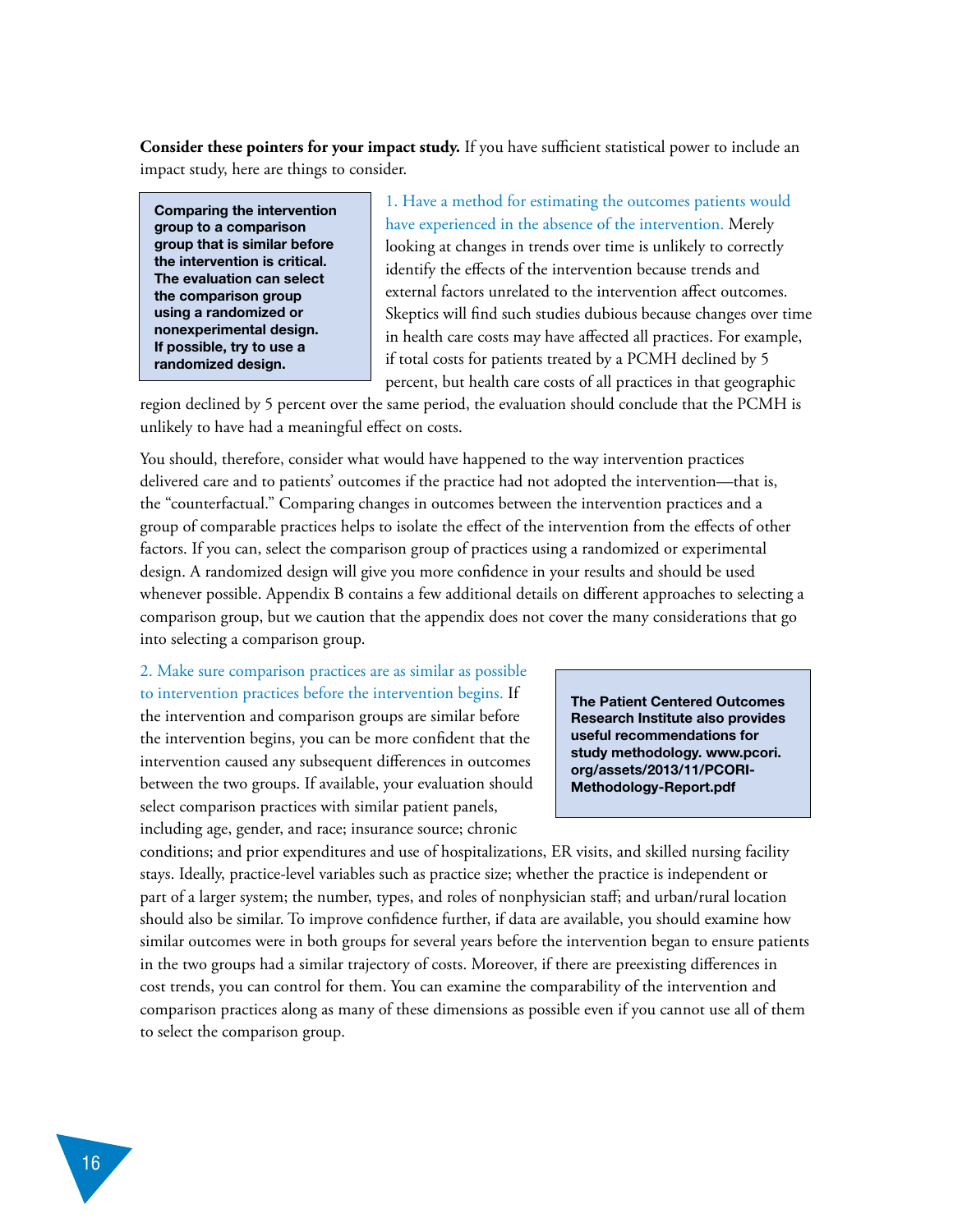**Consider these pointers for your impact study.** If you have sufficient statistical power to include an impact study, here are things to consider.

> **Comparing the intervention group to a comparison group that is similar before the intervention is critical. The evaluation can select the comparison group using a randomized or nonexperimental design. If possible, try to use a randomized design.**

1. Have a method for estimating the outcomes patients would have experienced in the absence of the intervention. Merely looking at changes in trends over time is unlikely to correctly identify the effects of the intervention because trends and external factors unrelated to the intervention affect outcomes. Skeptics will find such studies dubious because changes over time in health care costs may have affected all practices. For example, if total costs for patients treated by a PCMH declined by 5 percent, but health care costs of all practices in that geographic region declined by 5 percent over the same period, the evaluation should conclude that the PCMH is unlikely to have had a meaningful effect on costs.

You should, therefore, consider what would have happened to the way intervention practices delivered care and to patients' outcomes if the practice had not adopted the intervention—that is, the "counterfactual." Comparing changes in outcomes between the intervention practices and a group of comparable practices helps to isolate the effect of the intervention from the effects of other factors. If you can, select the comparison group of practices using a randomized or experimental design. A randomized design will give you more confidence in your results and should be used whenever possible. Appendix B contains a few additional details on different approaches to selecting a comparison group, but we caution that the appendix does not cover the many considerations that go into selecting a comparison group.

> **The Patient Centered Outcomes Research Institute also provides useful recommendations for study methodology. www.pcori.org/assets/2013/11/PCORI-Methodology-Report.pdf**

2. Make sure comparison practices are as similar as possible to intervention practices before the intervention begins. If the intervention and comparison groups are similar before the intervention begins, you can be more confident that the intervention caused any subsequent differences in outcomes between the two groups. If available, your evaluation should select comparison practices with similar patient panels, including age, gender, and race; insurance source; chronic conditions; and prior expenditures and use of hospitalizations, ER visits, and skilled nursing facility stays. Ideally, practice-level variables such as practice size; whether the practice is independent or part of a larger system; the number, types, and roles of nonphysician staff; and urban/rural location should also be similar. To improve confidence further, if data are available, you should examine how similar outcomes were in both groups for several years before the intervention began to ensure patients in the two groups had a similar trajectory of costs. Moreover, if there are preexisting differences in cost trends, you can control for them. You can examine the comparability of the intervention and comparison practices along as many of these dimensions as possible even if you cannot use all of them to select the comparison group.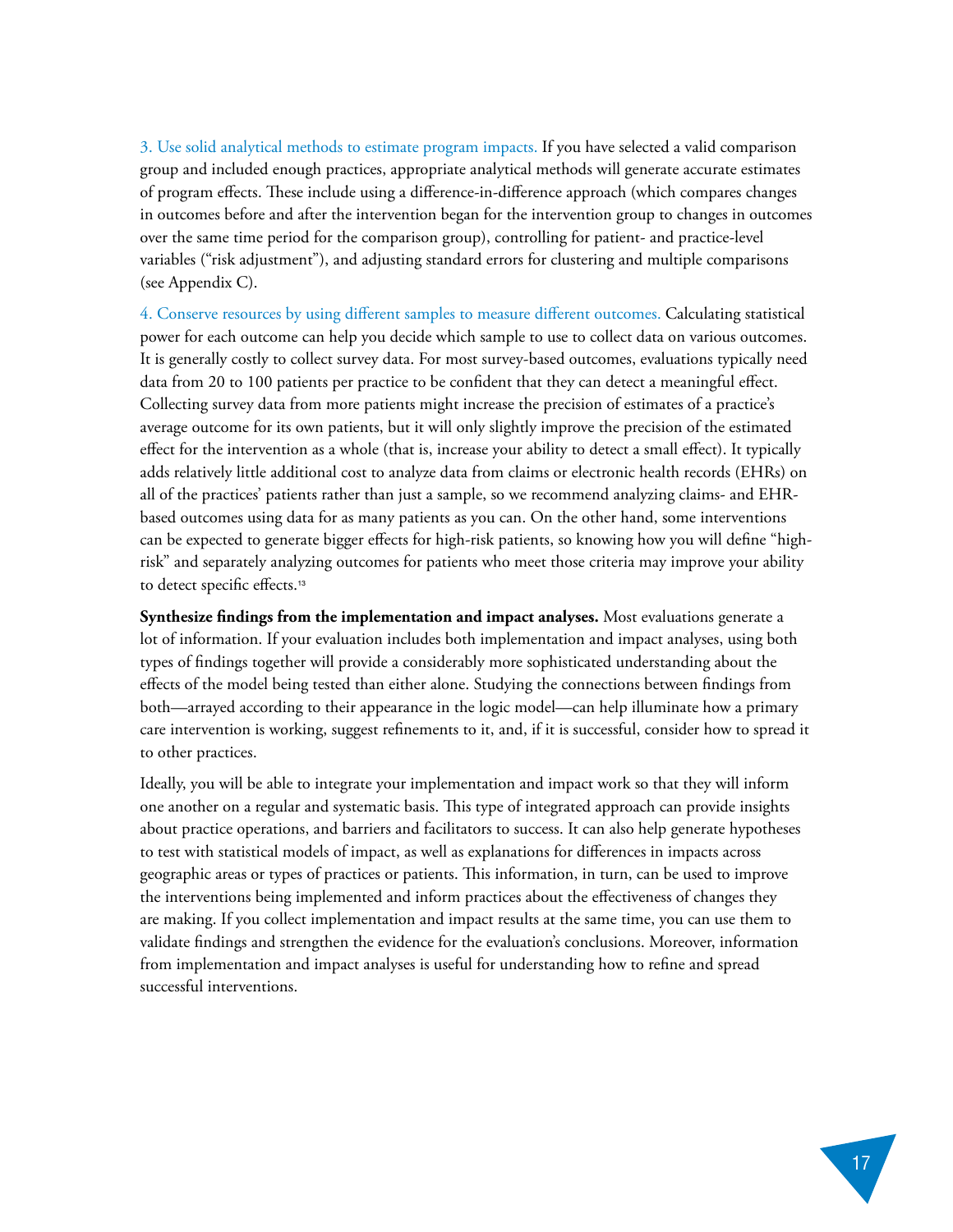3. Use solid analytical methods to estimate program impacts. If you have selected a valid comparison group and included enough practices, appropriate analytical methods will generate accurate estimates of program effects. These include using a difference-in-difference approach (which compares changes in outcomes before and after the intervention began for the intervention group to changes in outcomes over the same time period for the comparison group), controlling for patient- and practice-level variables ("risk adjustment"), and adjusting standard errors for clustering and multiple comparisons (see Appendix C).

4. Conserve resources by using different samples to measure different outcomes. Calculating statistical power for each outcome can help you decide which sample to use to collect data on various outcomes. It is generally costly to collect survey data. For most survey-based outcomes, evaluations typically need data from 20 to 100 patients per practice to be confident that they can detect a meaningful effect. Collecting survey data from more patients might increase the precision of estimates of a practice's average outcome for its own patients, but it will only slightly improve the precision of the estimated effect for the intervention as a whole (that is, increase your ability to detect a small effect). It typically adds relatively little additional cost to analyze data from claims or electronic health records (EHRs) on all of the practices' patients rather than just a sample, so we recommend analyzing claims- and EHR-based outcomes using data for as many patients as you can. On the other hand, some interventions can be expected to generate bigger effects for high-risk patients, so knowing how you will define "high-risk" and separately analyzing outcomes for patients who meet those criteria may improve your ability to detect specific effects.[13]

**Synthesize findings from the implementation and impact analyses.** Most evaluations generate a lot of information. If your evaluation includes both implementation and impact analyses, using both types of findings together will provide a considerably more sophisticated understanding about the effects of the model being tested than either alone. Studying the connections between findings from both—arrayed according to their appearance in the logic model—can help illuminate how a primary care intervention is working, suggest refinements to it, and, if it is successful, consider how to spread it to other practices.

Ideally, you will be able to integrate your implementation and impact work so that they will inform one another on a regular and systematic basis. This type of integrated approach can provide insights about practice operations, and barriers and facilitators to success. It can also help generate hypotheses to test with statistical models of impact, as well as explanations for differences in impacts across geographic areas or types of practices or patients. This information, in turn, can be used to improve the interventions being implemented and inform practices about the effectiveness of changes they are making. If you collect implementation and impact results at the same time, you can use them to validate findings and strengthen the evidence for the evaluation's conclusions. Moreover, information from implementation and impact analyses is useful for understanding how to refine and spread successful interventions.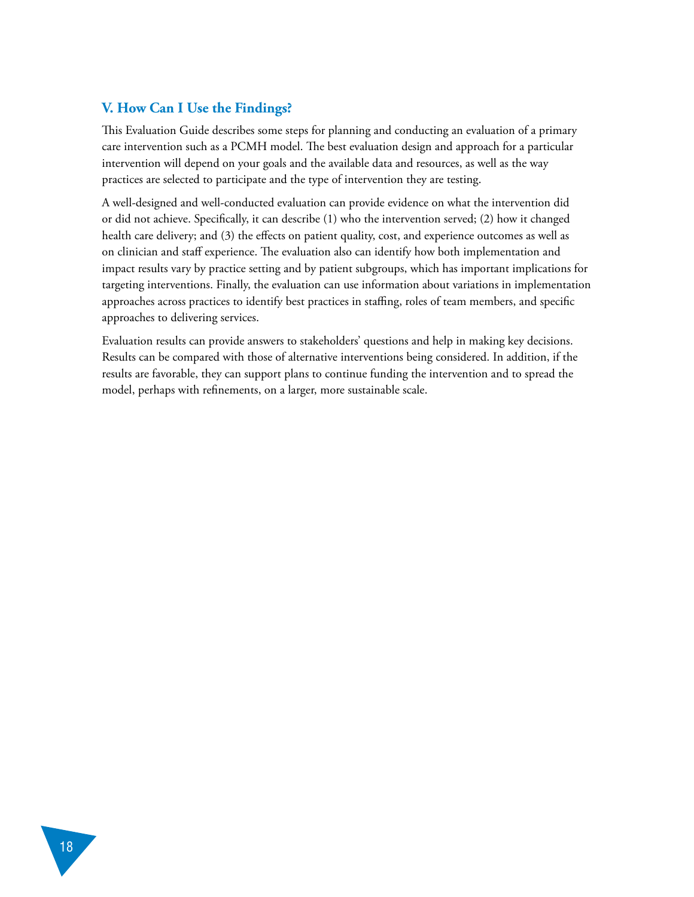## V. How Can I Use the Findings?

This Evaluation Guide describes some steps for planning and conducting an evaluation of a primary care intervention such as a PCMH model. The best evaluation design and approach for a particular intervention will depend on your goals and the available data and resources, as well as the way practices are selected to participate and the type of intervention they are testing.

A well-designed and well-conducted evaluation can provide evidence on what the intervention did or did not achieve. Specifically, it can describe (1) who the intervention served; (2) how it changed health care delivery; and (3) the effects on patient quality, cost, and experience outcomes as well as on clinician and staff experience. The evaluation also can identify how both implementation and impact results vary by practice setting and by patient subgroups, which has important implications for targeting interventions. Finally, the evaluation can use information about variations in implementation approaches across practices to identify best practices in staffing, roles of team members, and specific approaches to delivering services.

Evaluation results can provide answers to stakeholders' questions and help in making key decisions. Results can be compared with those of alternative interventions being considered. In addition, if the results are favorable, they can support plans to continue funding the intervention and to spread the model, perhaps with refinements, on a larger, more sustainable scale.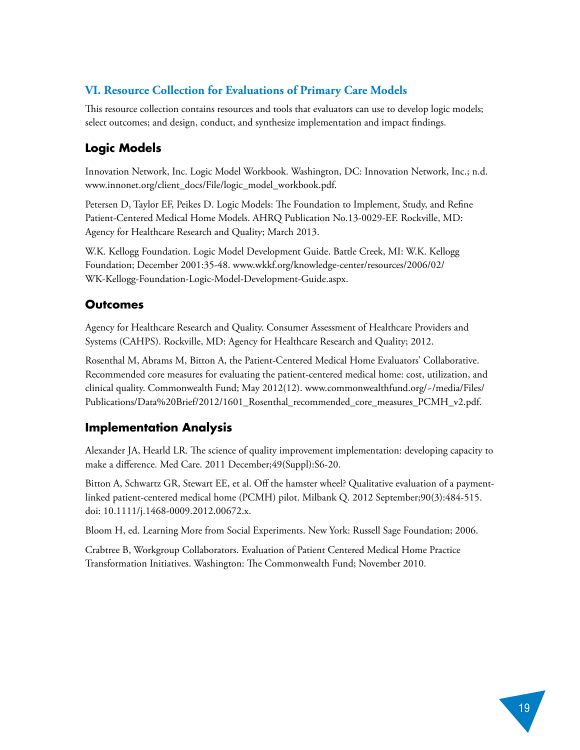## VI. Resource Collection for Evaluations of Primary Care Models

This resource collection contains resources and tools that evaluators can use to develop logic models; select outcomes; and design, conduct, and synthesize implementation and impact findings.

### Logic Models

Innovation Network, Inc. Logic Model Workbook. Washington, DC: Innovation Network, Inc.; n.d. www.innonet.org/client_docs/File/logic_model_workbook.pdf.

Petersen D, Taylor EF, Peikes D. Logic Models: The Foundation to Implement, Study, and Refine Patient-Centered Medical Home Models. AHRQ Publication No.13-0029-EF. Rockville, MD: Agency for Healthcare Research and Quality; March 2013.

W.K. Kellogg Foundation. Logic Model Development Guide. Battle Creek, MI: W.K. Kellogg Foundation; December 2001:35-48. www.wkkf.org/knowledge-center/resources/2006/02/WK-Kellogg-Foundation-Logic-Model-Development-Guide.aspx.

### Outcomes

Agency for Healthcare Research and Quality. Consumer Assessment of Healthcare Providers and Systems (CAHPS). Rockville, MD: Agency for Healthcare Research and Quality; 2012.

Rosenthal M, Abrams M, Bitton A, the Patient-Centered Medical Home Evaluators' Collaborative. Recommended core measures for evaluating the patient-centered medical home: cost, utilization, and clinical quality. Commonwealth Fund; May 2012(12). www.commonwealthfund.org/~/media/Files/Publications/Data%20Brief/2012/1601_Rosenthal_recommended_core_measures_PCMH_v2.pdf.

### Implementation Analysis

Alexander JA, Hearld LR. The science of quality improvement implementation: developing capacity to make a difference. Med Care. 2011 December;49(Suppl):S6-20.

Bitton A, Schwartz GR, Stewart EE, et al. Off the hamster wheel? Qualitative evaluation of a payment-linked patient-centered medical home (PCMH) pilot. Milbank Q. 2012 September;90(3):484-515. doi: 10.1111/j.1468-0009.2012.00672.x.

Bloom H, ed. Learning More from Social Experiments. New York: Russell Sage Foundation; 2006.

Crabtree B, Workgroup Collaborators. Evaluation of Patient Centered Medical Home Practice Transformation Initiatives. Washington: The Commonwealth Fund; November 2010.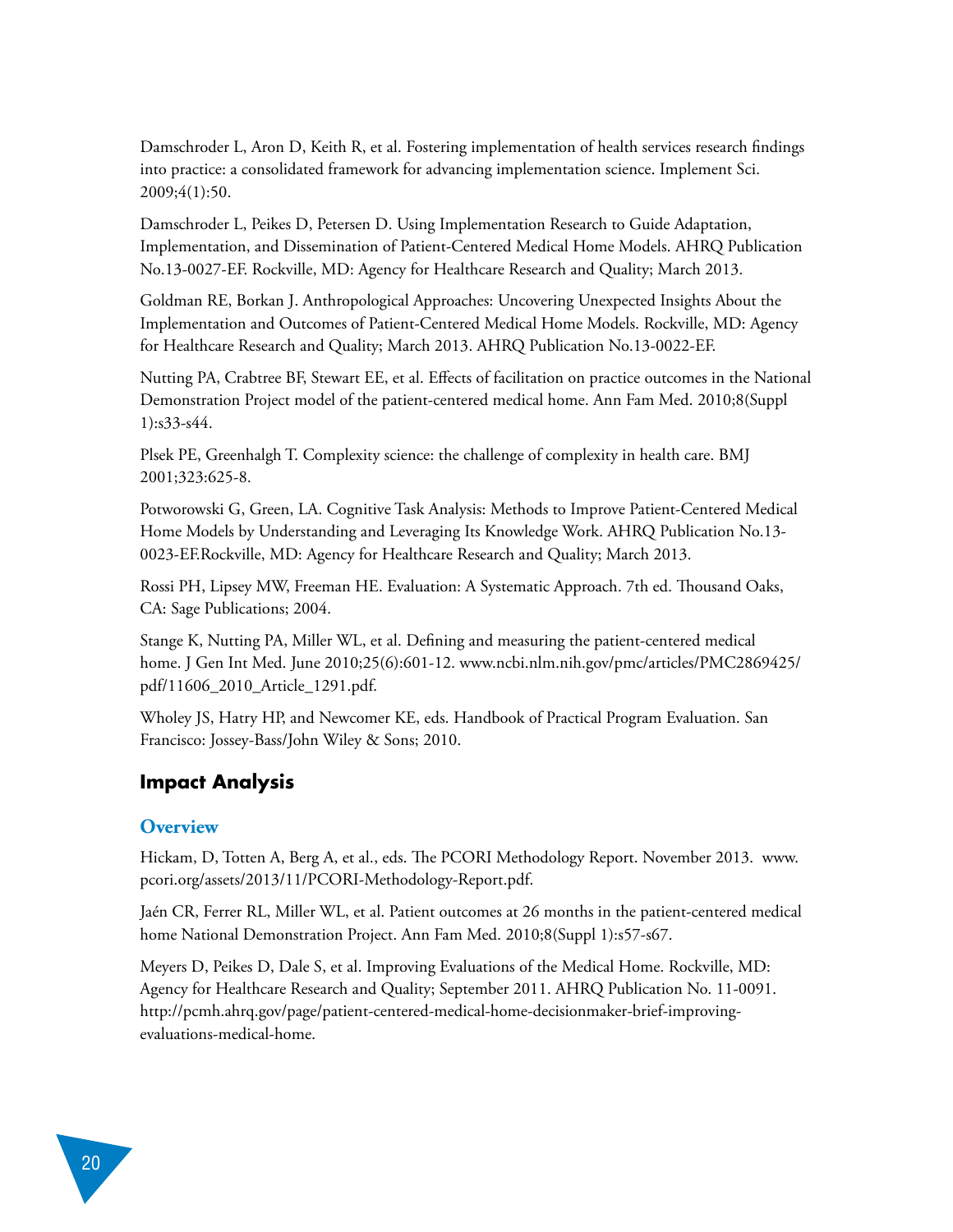Damschroder L, Aron D, Keith R, et al. Fostering implementation of health services research findings into practice: a consolidated framework for advancing implementation science. Implement Sci. 2009;4(1):50.

Damschroder L, Peikes D, Petersen D. Using Implementation Research to Guide Adaptation, Implementation, and Dissemination of Patient-Centered Medical Home Models. AHRQ Publication No.13-0027-EF. Rockville, MD: Agency for Healthcare Research and Quality; March 2013.

Goldman RE, Borkan J. Anthropological Approaches: Uncovering Unexpected Insights About the Implementation and Outcomes of Patient-Centered Medical Home Models. Rockville, MD: Agency for Healthcare Research and Quality; March 2013. AHRQ Publication No.13-0022-EF.

Nutting PA, Crabtree BF, Stewart EE, et al. Effects of facilitation on practice outcomes in the National Demonstration Project model of the patient-centered medical home. Ann Fam Med. 2010;8(Suppl 1):s33-s44.

Plsek PE, Greenhalgh T. Complexity science: the challenge of complexity in health care. BMJ 2001;323:625-8.

Potworowski G, Green, LA. Cognitive Task Analysis: Methods to Improve Patient-Centered Medical Home Models by Understanding and Leveraging Its Knowledge Work. AHRQ Publication No.13-0023-EF.Rockville, MD: Agency for Healthcare Research and Quality; March 2013.

Rossi PH, Lipsey MW, Freeman HE. Evaluation: A Systematic Approach. 7th ed. Thousand Oaks, CA: Sage Publications; 2004.

Stange K, Nutting PA, Miller WL, et al. Defining and measuring the patient-centered medical home. J Gen Int Med. June 2010;25(6):601-12. www.ncbi.nlm.nih.gov/pmc/articles/PMC2869425/pdf/11606_2010_Article_1291.pdf.

Wholey JS, Hatry HP, and Newcomer KE, eds. Handbook of Practical Program Evaluation. San Francisco: Jossey-Bass/John Wiley & Sons; 2010.

## Impact Analysis

### Overview

Hickam, D, Totten A, Berg A, et al., eds. The PCORI Methodology Report. November 2013. www.pcori.org/assets/2013/11/PCORI-Methodology-Report.pdf.

Jaén CR, Ferrer RL, Miller WL, et al. Patient outcomes at 26 months in the patient-centered medical home National Demonstration Project. Ann Fam Med. 2010;8(Suppl 1):s57-s67.

Meyers D, Peikes D, Dale S, et al. Improving Evaluations of the Medical Home. Rockville, MD: Agency for Healthcare Research and Quality; September 2011. AHRQ Publication No. 11-0091. http://pcmh.ahrq.gov/page/patient-centered-medical-home-decisionmaker-brief-improving-evaluations-medical-home.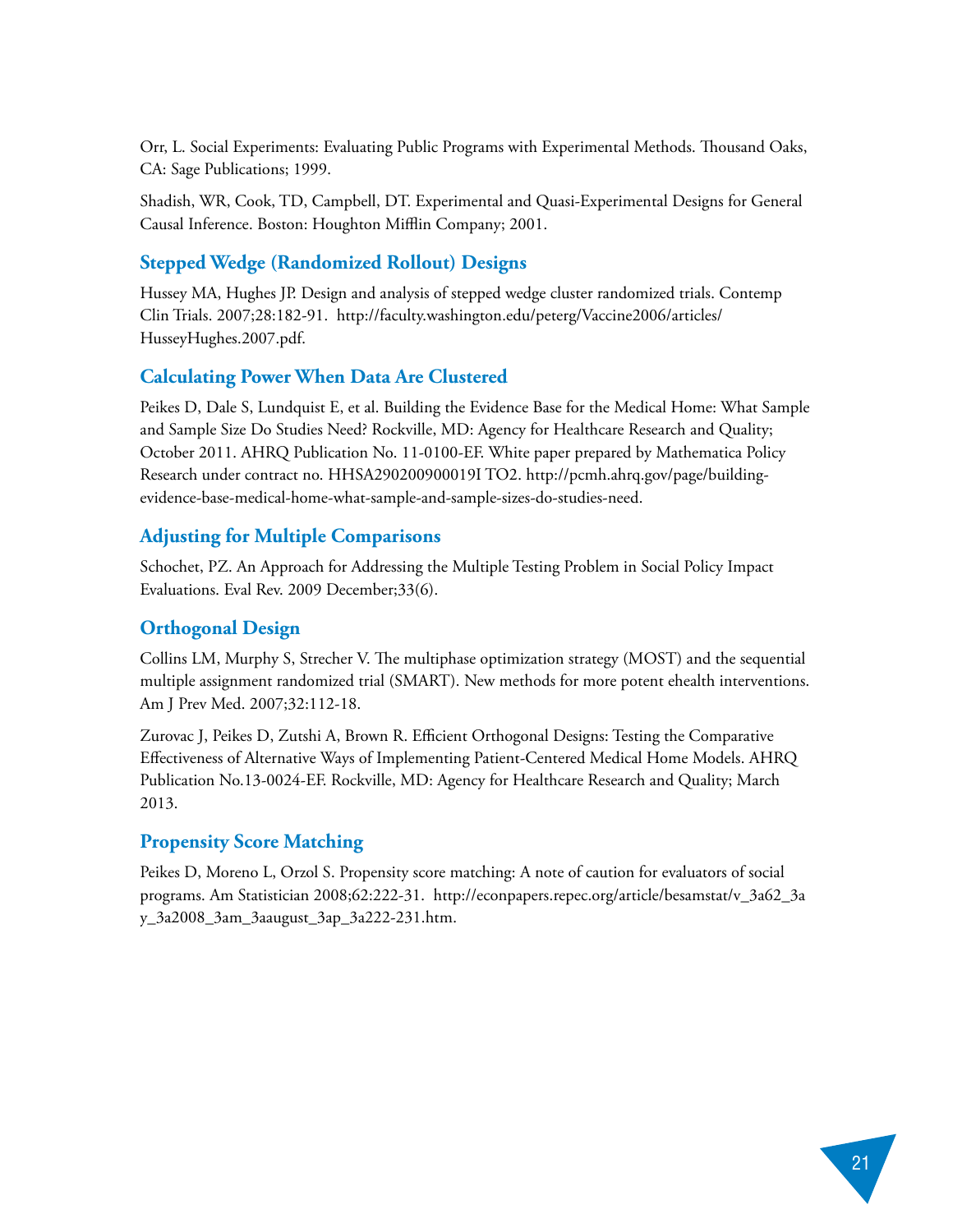Orr, L. Social Experiments: Evaluating Public Programs with Experimental Methods. Thousand Oaks, CA: Sage Publications; 1999.

Shadish, WR, Cook, TD, Campbell, DT. Experimental and Quasi-Experimental Designs for General Causal Inference. Boston: Houghton Mifflin Company; 2001.

## Stepped Wedge (Randomized Rollout) Designs

Hussey MA, Hughes JP. Design and analysis of stepped wedge cluster randomized trials. Contemp Clin Trials. 2007;28:182-91. http://faculty.washington.edu/peterg/Vaccine2006/articles/HusseyHughes.2007.pdf.

## Calculating Power When Data Are Clustered

Peikes D, Dale S, Lundquist E, et al. Building the Evidence Base for the Medical Home: What Sample and Sample Size Do Studies Need? Rockville, MD: Agency for Healthcare Research and Quality; October 2011. AHRQ Publication No. 11-0100-EF. White paper prepared by Mathematica Policy Research under contract no. HHSA290200900019I TO2. http://pcmh.ahrq.gov/page/building-evidence-base-medical-home-what-sample-and-sample-sizes-do-studies-need.

## Adjusting for Multiple Comparisons

Schochet, PZ. An Approach for Addressing the Multiple Testing Problem in Social Policy Impact Evaluations. Eval Rev. 2009 December;33(6).

## Orthogonal Design

Collins LM, Murphy S, Strecher V. The multiphase optimization strategy (MOST) and the sequential multiple assignment randomized trial (SMART). New methods for more potent ehealth interventions. Am J Prev Med. 2007;32:112-18.

Zurovac J, Peikes D, Zutshi A, Brown R. Efficient Orthogonal Designs: Testing the Comparative Effectiveness of Alternative Ways of Implementing Patient-Centered Medical Home Models. AHRQ Publication No.13-0024-EF. Rockville, MD: Agency for Healthcare Research and Quality; March 2013.

## Propensity Score Matching

Peikes D, Moreno L, Orzol S. Propensity score matching: A note of caution for evaluators of social programs. Am Statistician 2008;62:222-31. http://econpapers.repec.org/article/besamstat/v_3a62_3ay_3a2008_3am_3aaugust_3ap_3a222-231.htm.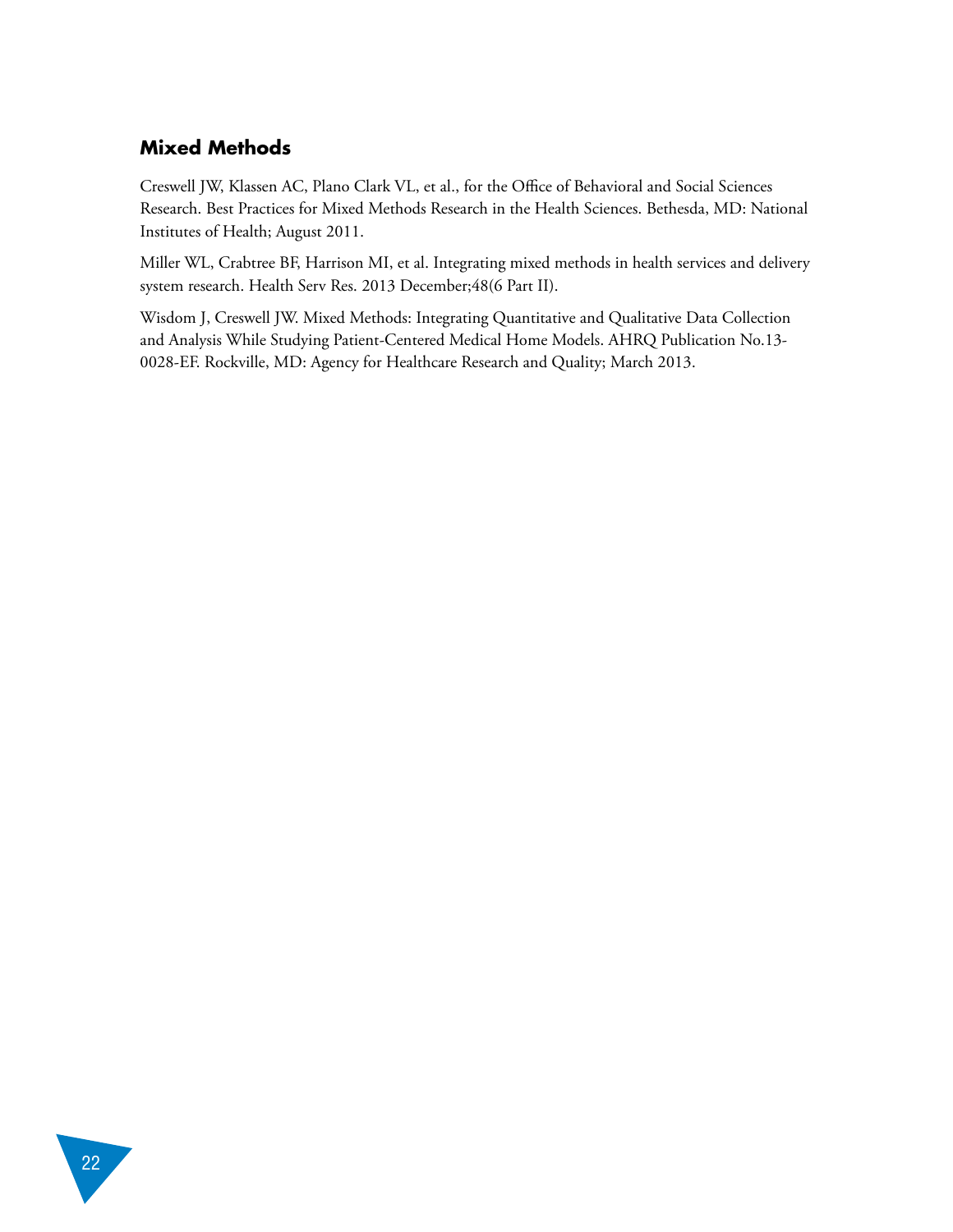## Mixed Methods

Creswell JW, Klassen AC, Plano Clark VL, et al., for the Office of Behavioral and Social Sciences Research. Best Practices for Mixed Methods Research in the Health Sciences. Bethesda, MD: National Institutes of Health; August 2011.

Miller WL, Crabtree BF, Harrison MI, et al. Integrating mixed methods in health services and delivery system research. Health Serv Res. 2013 December;48(6 Part II).

Wisdom J, Creswell JW. Mixed Methods: Integrating Quantitative and Qualitative Data Collection and Analysis While Studying Patient-Centered Medical Home Models. AHRQ Publication No.13-0028-EF. Rockville, MD: Agency for Healthcare Research and Quality; March 2013.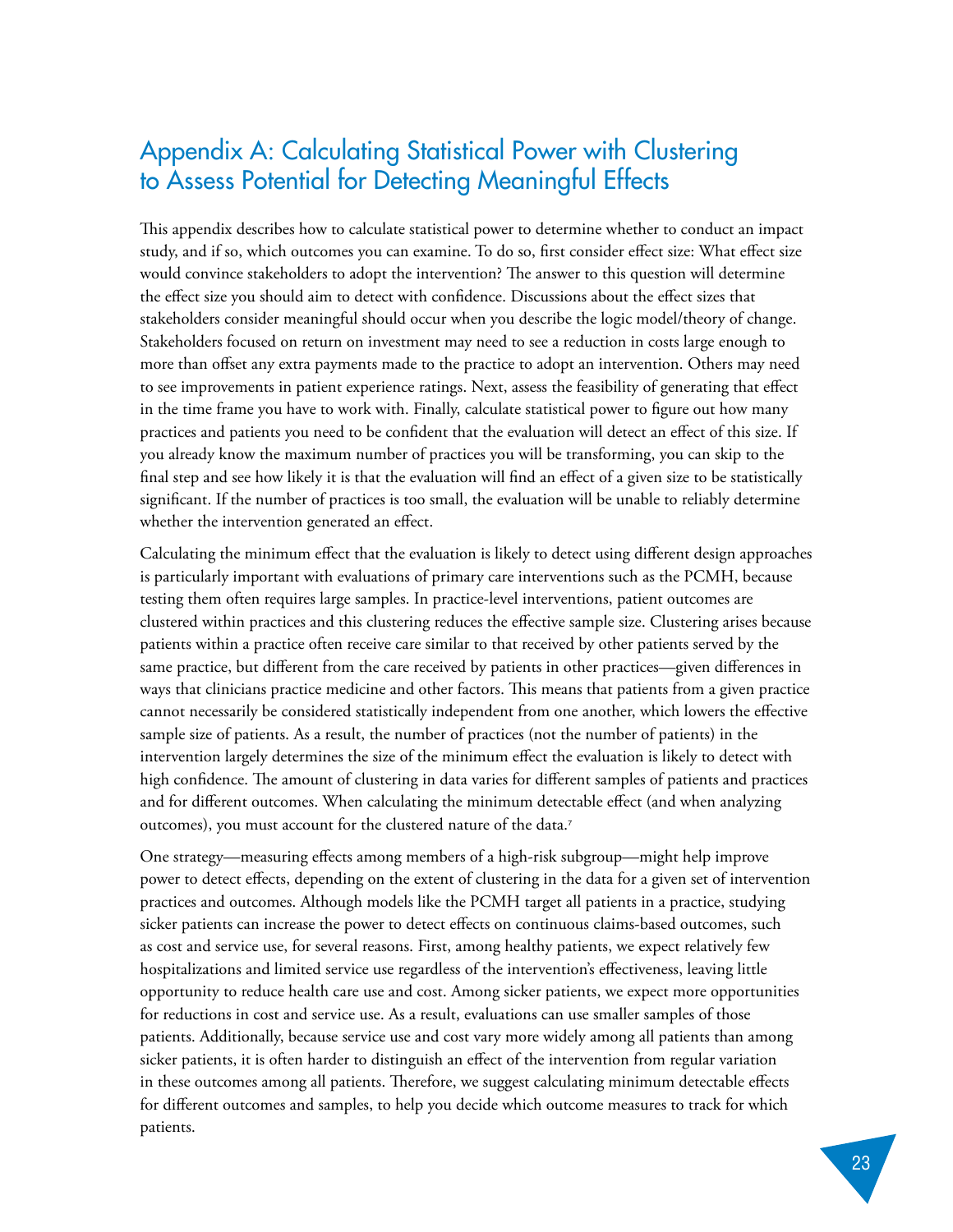## Appendix A: Calculating Statistical Power with Clustering to Assess Potential for Detecting Meaningful Effects

This appendix describes how to calculate statistical power to determine whether to conduct an impact study, and if so, which outcomes you can examine. To do so, first consider effect size: What effect size would convince stakeholders to adopt the intervention? The answer to this question will determine the effect size you should aim to detect with confidence. Discussions about the effect sizes that stakeholders consider meaningful should occur when you describe the logic model/theory of change. Stakeholders focused on return on investment may need to see a reduction in costs large enough to more than offset any extra payments made to the practice to adopt an intervention. Others may need to see improvements in patient experience ratings. Next, assess the feasibility of generating that effect in the time frame you have to work with. Finally, calculate statistical power to figure out how many practices and patients you need to be confident that the evaluation will detect an effect of this size. If you already know the maximum number of practices you will be transforming, you can skip to the final step and see how likely it is that the evaluation will find an effect of a given size to be statistically significant. If the number of practices is too small, the evaluation will be unable to reliably determine whether the intervention generated an effect.

Calculating the minimum effect that the evaluation is likely to detect using different design approaches is particularly important with evaluations of primary care interventions such as the PCMH, because testing them often requires large samples. In practice-level interventions, patient outcomes are clustered within practices and this clustering reduces the effective sample size. Clustering arises because patients within a practice often receive care similar to that received by other patients served by the same practice, but different from the care received by patients in other practices—given differences in ways that clinicians practice medicine and other factors. This means that patients from a given practice cannot necessarily be considered statistically independent from one another, which lowers the effective sample size of patients. As a result, the number of practices (not the number of patients) in the intervention largely determines the size of the minimum effect the evaluation is likely to detect with high confidence. The amount of clustering in data varies for different samples of patients and practices and for different outcomes. When calculating the minimum detectable effect (and when analyzing outcomes), you must account for the clustered nature of the data.[7]

One strategy—measuring effects among members of a high-risk subgroup—might help improve power to detect effects, depending on the extent of clustering in the data for a given set of intervention practices and outcomes. Although models like the PCMH target all patients in a practice, studying sicker patients can increase the power to detect effects on continuous claims-based outcomes, such as cost and service use, for several reasons. First, among healthy patients, we expect relatively few hospitalizations and limited service use regardless of the intervention's effectiveness, leaving little opportunity to reduce health care use and cost. Among sicker patients, we expect more opportunities for reductions in cost and service use. As a result, evaluations can use smaller samples of those patients. Additionally, because service use and cost vary more widely among all patients than among sicker patients, it is often harder to distinguish an effect of the intervention from regular variation in these outcomes among all patients. Therefore, we suggest calculating minimum detectable effects for different outcomes and samples, to help you decide which outcome measures to track for which patients.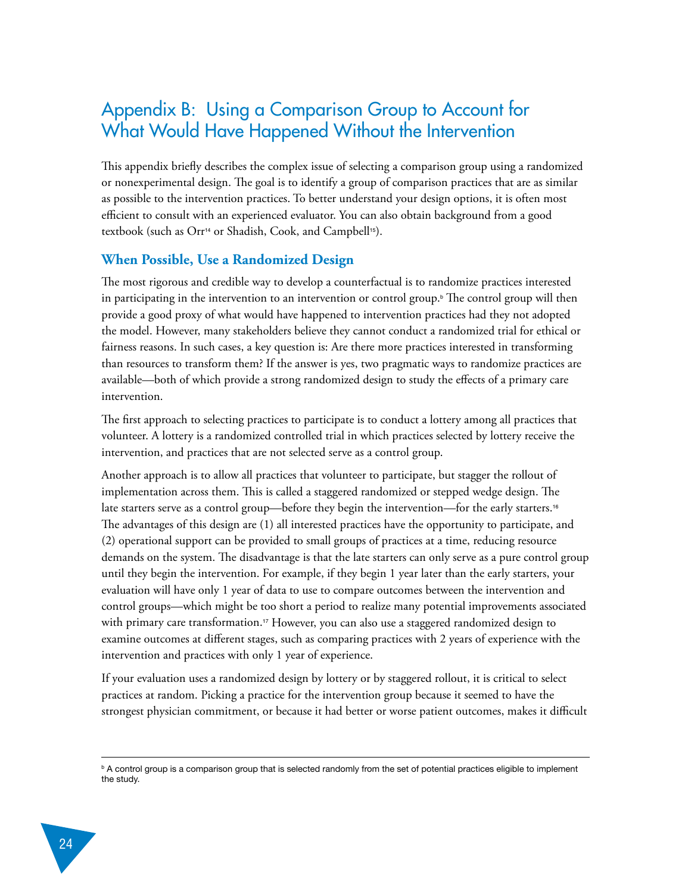# Appendix B: Using a Comparison Group to Account for What Would Have Happened Without the Intervention

This appendix briefly describes the complex issue of selecting a comparison group using a randomized or nonexperimental design. The goal is to identify a group of comparison practices that are as similar as possible to the intervention practices. To better understand your design options, it is often most efficient to consult with an experienced evaluator. You can also obtain background from a good textbook (such as Orr[14] or Shadish, Cook, and Campbell[15]).

## When Possible, Use a Randomized Design

The most rigorous and credible way to develop a counterfactual is to randomize practices interested in participating in the intervention to an intervention or control group.[b] The control group will then provide a good proxy of what would have happened to intervention practices had they not adopted the model. However, many stakeholders believe they cannot conduct a randomized trial for ethical or fairness reasons. In such cases, a key question is: Are there more practices interested in transforming than resources to transform them? If the answer is yes, two pragmatic ways to randomize practices are available—both of which provide a strong randomized design to study the effects of a primary care intervention.

The first approach to selecting practices to participate is to conduct a lottery among all practices that volunteer. A lottery is a randomized controlled trial in which practices selected by lottery receive the intervention, and practices that are not selected serve as a control group.

Another approach is to allow all practices that volunteer to participate, but stagger the rollout of implementation across them. This is called a staggered randomized or stepped wedge design. The late starters serve as a control group—before they begin the intervention—for the early starters.[16] The advantages of this design are (1) all interested practices have the opportunity to participate, and (2) operational support can be provided to small groups of practices at a time, reducing resource demands on the system. The disadvantage is that the late starters can only serve as a pure control group until they begin the intervention. For example, if they begin 1 year later than the early starters, your evaluation will have only 1 year of data to use to compare outcomes between the intervention and control groups—which might be too short a period to realize many potential improvements associated with primary care transformation.[17] However, you can also use a staggered randomized design to examine outcomes at different stages, such as comparing practices with 2 years of experience with the intervention and practices with only 1 year of experience.

If your evaluation uses a randomized design by lottery or by staggered rollout, it is critical to select practices at random. Picking a practice for the intervention group because it seemed to have the strongest physician commitment, or because it had better or worse patient outcomes, makes it difficult

---

[b] A control group is a comparison group that is selected randomly from the set of potential practices eligible to implement the study.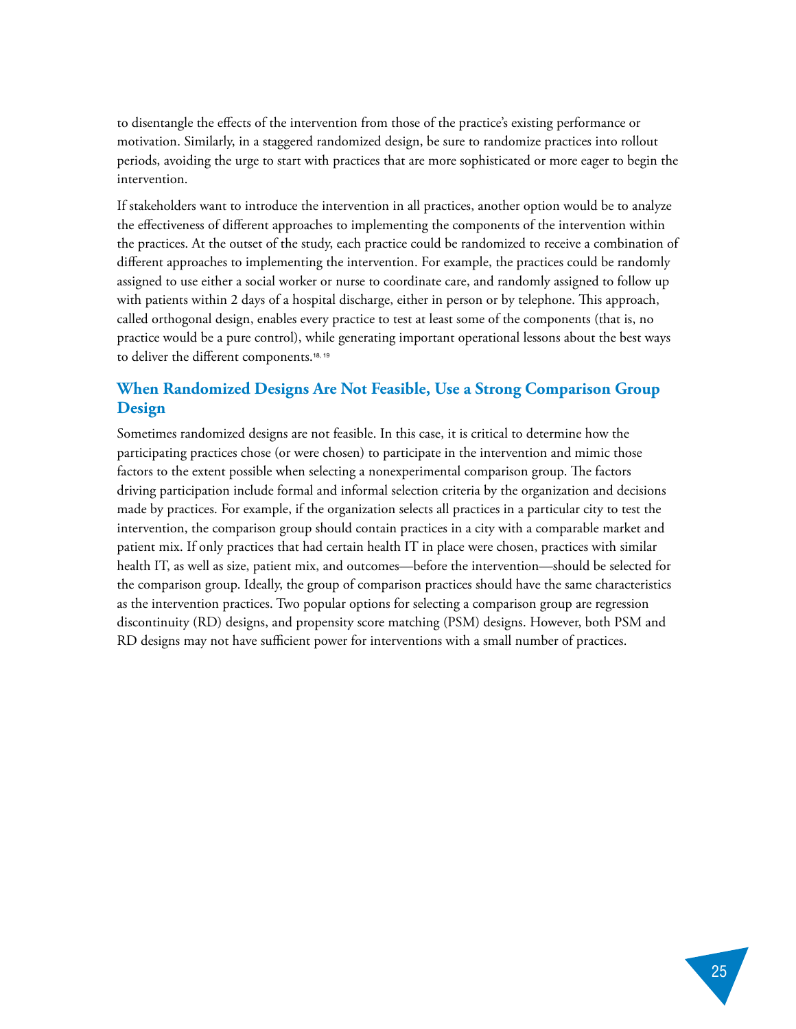to disentangle the effects of the intervention from those of the practice's existing performance or motivation. Similarly, in a staggered randomized design, be sure to randomize practices into rollout periods, avoiding the urge to start with practices that are more sophisticated or more eager to begin the intervention.

If stakeholders want to introduce the intervention in all practices, another option would be to analyze the effectiveness of different approaches to implementing the components of the intervention within the practices. At the outset of the study, each practice could be randomized to receive a combination of different approaches to implementing the intervention. For example, the practices could be randomly assigned to use either a social worker or nurse to coordinate care, and randomly assigned to follow up with patients within 2 days of a hospital discharge, either in person or by telephone. This approach, called orthogonal design, enables every practice to test at least some of the components (that is, no practice would be a pure control), while generating important operational lessons about the best ways to deliver the different components.[18, 19]

## When Randomized Designs Are Not Feasible, Use a Strong Comparison Group Design

Sometimes randomized designs are not feasible. In this case, it is critical to determine how the participating practices chose (or were chosen) to participate in the intervention and mimic those factors to the extent possible when selecting a nonexperimental comparison group. The factors driving participation include formal and informal selection criteria by the organization and decisions made by practices. For example, if the organization selects all practices in a particular city to test the intervention, the comparison group should contain practices in a city with a comparable market and patient mix. If only practices that had certain health IT in place were chosen, practices with similar health IT, as well as size, patient mix, and outcomes—before the intervention—should be selected for the comparison group. Ideally, the group of comparison practices should have the same characteristics as the intervention practices. Two popular options for selecting a comparison group are regression discontinuity (RD) designs, and propensity score matching (PSM) designs. However, both PSM and RD designs may not have sufficient power for interventions with a small number of practices.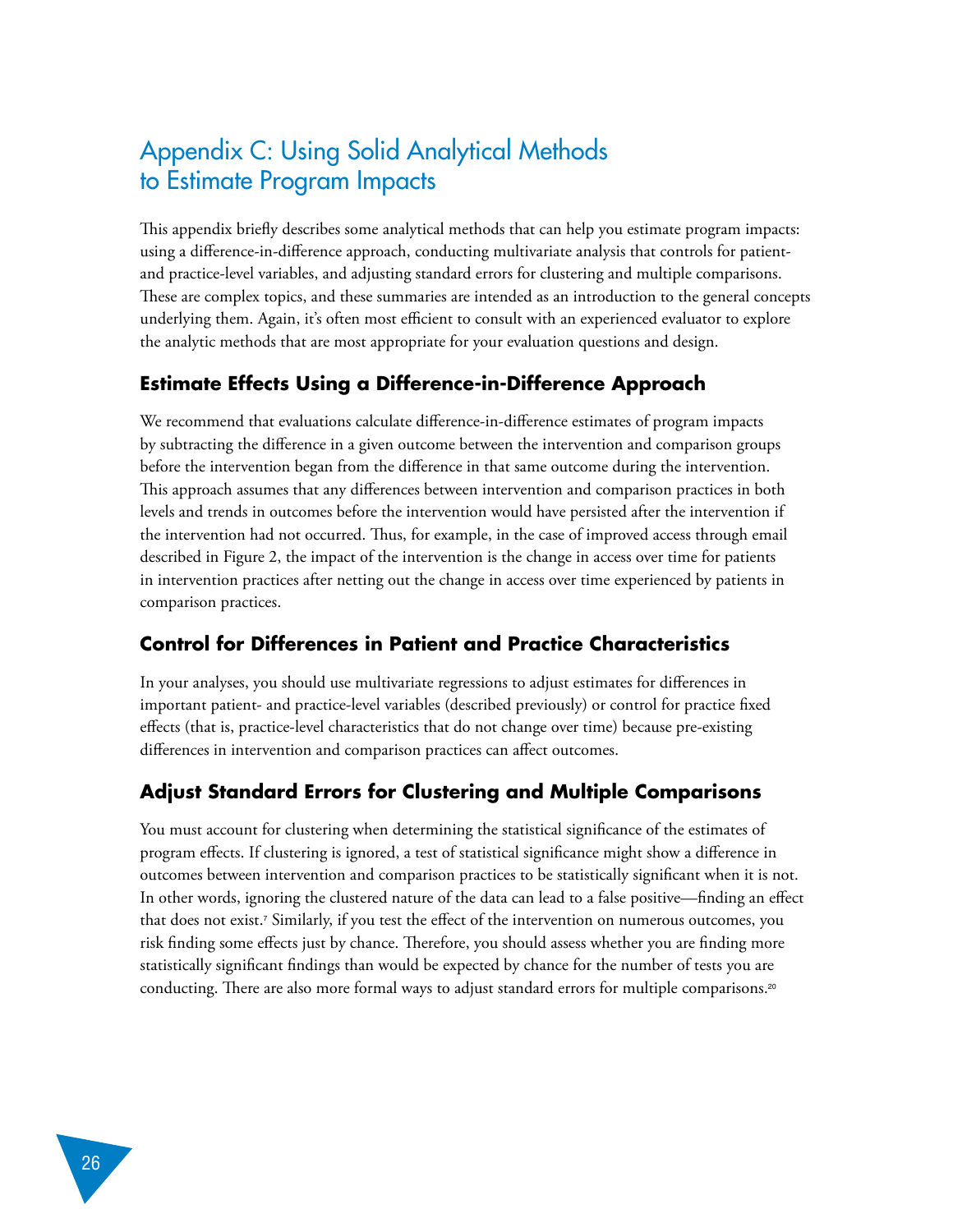# Appendix C: Using Solid Analytical Methods to Estimate Program Impacts

This appendix briefly describes some analytical methods that can help you estimate program impacts: using a difference-in-difference approach, conducting multivariate analysis that controls for patient- and practice-level variables, and adjusting standard errors for clustering and multiple comparisons. These are complex topics, and these summaries are intended as an introduction to the general concepts underlying them. Again, it's often most efficient to consult with an experienced evaluator to explore the analytic methods that are most appropriate for your evaluation questions and design.

## Estimate Effects Using a Difference-in-Difference Approach

We recommend that evaluations calculate difference-in-difference estimates of program impacts by subtracting the difference in a given outcome between the intervention and comparison groups before the intervention began from the difference in that same outcome during the intervention. This approach assumes that any differences between intervention and comparison practices in both levels and trends in outcomes before the intervention would have persisted after the intervention if the intervention had not occurred. Thus, for example, in the case of improved access through email described in Figure 2, the impact of the intervention is the change in access over time for patients in intervention practices after netting out the change in access over time experienced by patients in comparison practices.

## Control for Differences in Patient and Practice Characteristics

In your analyses, you should use multivariate regressions to adjust estimates for differences in important patient- and practice-level variables (described previously) or control for practice fixed effects (that is, practice-level characteristics that do not change over time) because pre-existing differences in intervention and comparison practices can affect outcomes.

## Adjust Standard Errors for Clustering and Multiple Comparisons

You must account for clustering when determining the statistical significance of the estimates of program effects. If clustering is ignored, a test of statistical significance might show a difference in outcomes between intervention and comparison practices to be statistically significant when it is not. In other words, ignoring the clustered nature of the data can lead to a false positive—finding an effect that does not exist.[7] Similarly, if you test the effect of the intervention on numerous outcomes, you risk finding some effects just by chance. Therefore, you should assess whether you are finding more statistically significant findings than would be expected by chance for the number of tests you are conducting. There are also more formal ways to adjust standard errors for multiple comparisons.[20]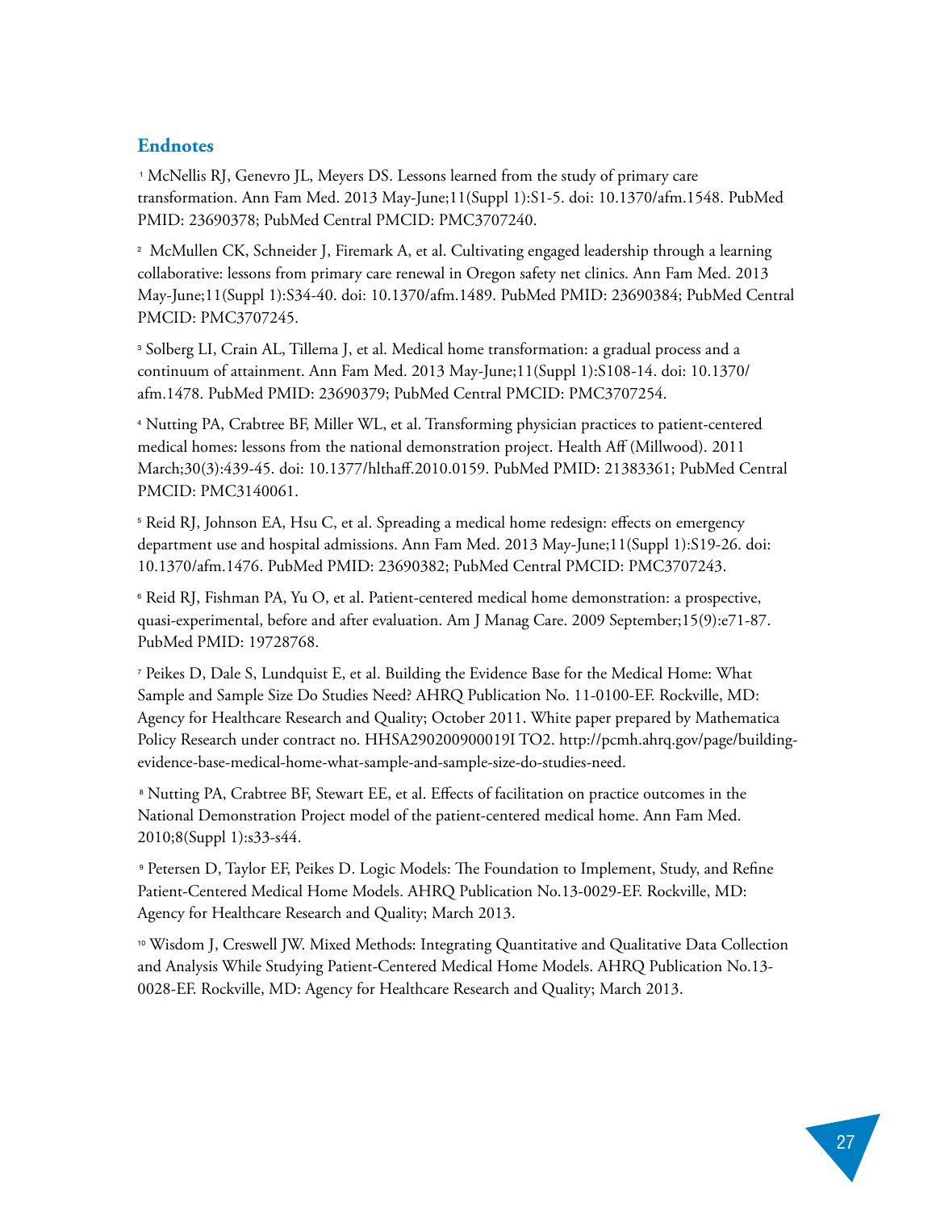## Endnotes

[1] McNellis RJ, Genevro JL, Meyers DS. Lessons learned from the study of primary care transformation. Ann Fam Med. 2013 May-June;11(Suppl 1):S1-5. doi: 10.1370/afm.1548. PubMed PMID: 23690378; PubMed Central PMCID: PMC3707240.

[2] McMullen CK, Schneider J, Firemark A, et al. Cultivating engaged leadership through a learning collaborative: lessons from primary care renewal in Oregon safety net clinics. Ann Fam Med. 2013 May-June;11(Suppl 1):S34-40. doi: 10.1370/afm.1489. PubMed PMID: 23690384; PubMed Central PMCID: PMC3707245.

[3] Solberg LI, Crain AL, Tillema J, et al. Medical home transformation: a gradual process and a continuum of attainment. Ann Fam Med. 2013 May-June;11(Suppl 1):S108-14. doi: 10.1370/afm.1478. PubMed PMID: 23690379; PubMed Central PMCID: PMC3707254.

[4] Nutting PA, Crabtree BF, Miller WL, et al. Transforming physician practices to patient-centered medical homes: lessons from the national demonstration project. Health Aff (Millwood). 2011 March;30(3):439-45. doi: 10.1377/hlthaff.2010.0159. PubMed PMID: 21383361; PubMed Central PMCID: PMC3140061.

[5] Reid RJ, Johnson EA, Hsu C, et al. Spreading a medical home redesign: effects on emergency department use and hospital admissions. Ann Fam Med. 2013 May-June;11(Suppl 1):S19-26. doi: 10.1370/afm.1476. PubMed PMID: 23690382; PubMed Central PMCID: PMC3707243.

[6] Reid RJ, Fishman PA, Yu O, et al. Patient-centered medical home demonstration: a prospective, quasi-experimental, before and after evaluation. Am J Manag Care. 2009 September;15(9):e71-87. PubMed PMID: 19728768.

[7] Peikes D, Dale S, Lundquist E, et al. Building the Evidence Base for the Medical Home: What Sample and Sample Size Do Studies Need? AHRQ Publication No. 11-0100-EF. Rockville, MD: Agency for Healthcare Research and Quality; October 2011. White paper prepared by Mathematica Policy Research under contract no. HHSA290200900019I TO2. http://pcmh.ahrq.gov/page/building-evidence-base-medical-home-what-sample-and-sample-size-do-studies-need.

[8] Nutting PA, Crabtree BF, Stewart EE, et al. Effects of facilitation on practice outcomes in the National Demonstration Project model of the patient-centered medical home. Ann Fam Med. 2010;8(Suppl 1):s33-s44.

[9] Petersen D, Taylor EF, Peikes D. Logic Models: The Foundation to Implement, Study, and Refine Patient-Centered Medical Home Models. AHRQ Publication No.13-0029-EF. Rockville, MD: Agency for Healthcare Research and Quality; March 2013.

[10] Wisdom J, Creswell JW. Mixed Methods: Integrating Quantitative and Qualitative Data Collection and Analysis While Studying Patient-Centered Medical Home Models. AHRQ Publication No.13-0028-EF. Rockville, MD: Agency for Healthcare Research and Quality; March 2013.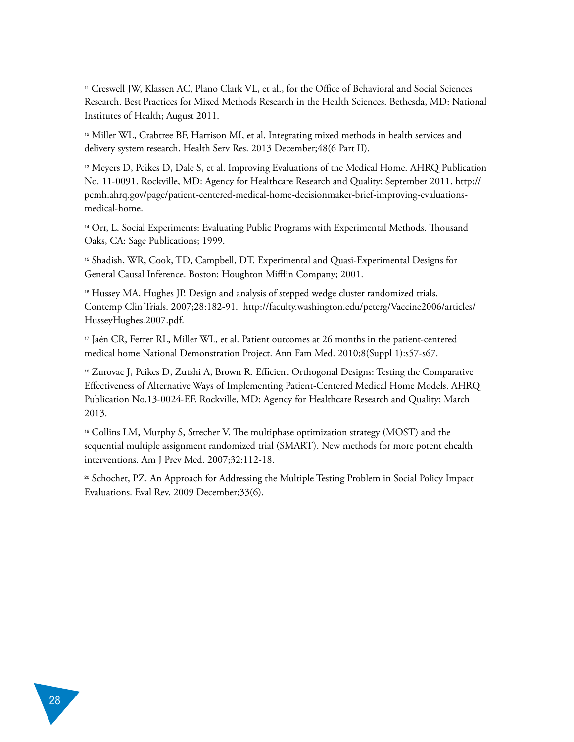[11] Creswell JW, Klassen AC, Plano Clark VL, et al., for the Office of Behavioral and Social Sciences Research. Best Practices for Mixed Methods Research in the Health Sciences. Bethesda, MD: National Institutes of Health; August 2011.

[12] Miller WL, Crabtree BF, Harrison MI, et al. Integrating mixed methods in health services and delivery system research. Health Serv Res. 2013 December;48(6 Part II).

[13] Meyers D, Peikes D, Dale S, et al. Improving Evaluations of the Medical Home. AHRQ Publication No. 11-0091. Rockville, MD: Agency for Healthcare Research and Quality; September 2011. http://pcmh.ahrq.gov/page/patient-centered-medical-home-decisionmaker-brief-improving-evaluations-medical-home.

[14] Orr, L. Social Experiments: Evaluating Public Programs with Experimental Methods. Thousand Oaks, CA: Sage Publications; 1999.

[15] Shadish, WR, Cook, TD, Campbell, DT. Experimental and Quasi-Experimental Designs for General Causal Inference. Boston: Houghton Mifflin Company; 2001.

[16] Hussey MA, Hughes JP. Design and analysis of stepped wedge cluster randomized trials. Contemp Clin Trials. 2007;28:182-91. http://faculty.washington.edu/peterg/Vaccine2006/articles/HusseyHughes.2007.pdf.

[17] Jaén CR, Ferrer RL, Miller WL, et al. Patient outcomes at 26 months in the patient-centered medical home National Demonstration Project. Ann Fam Med. 2010;8(Suppl 1):s57-s67.

[18] Zurovac J, Peikes D, Zutshi A, Brown R. Efficient Orthogonal Designs: Testing the Comparative Effectiveness of Alternative Ways of Implementing Patient-Centered Medical Home Models. AHRQ Publication No.13-0024-EF. Rockville, MD: Agency for Healthcare Research and Quality; March 2013.

[19] Collins LM, Murphy S, Strecher V. The multiphase optimization strategy (MOST) and the sequential multiple assignment randomized trial (SMART). New methods for more potent ehealth interventions. Am J Prev Med. 2007;32:112-18.

[20] Schochet, PZ. An Approach for Addressing the Multiple Testing Problem in Social Policy Impact Evaluations. Eval Rev. 2009 December;33(6).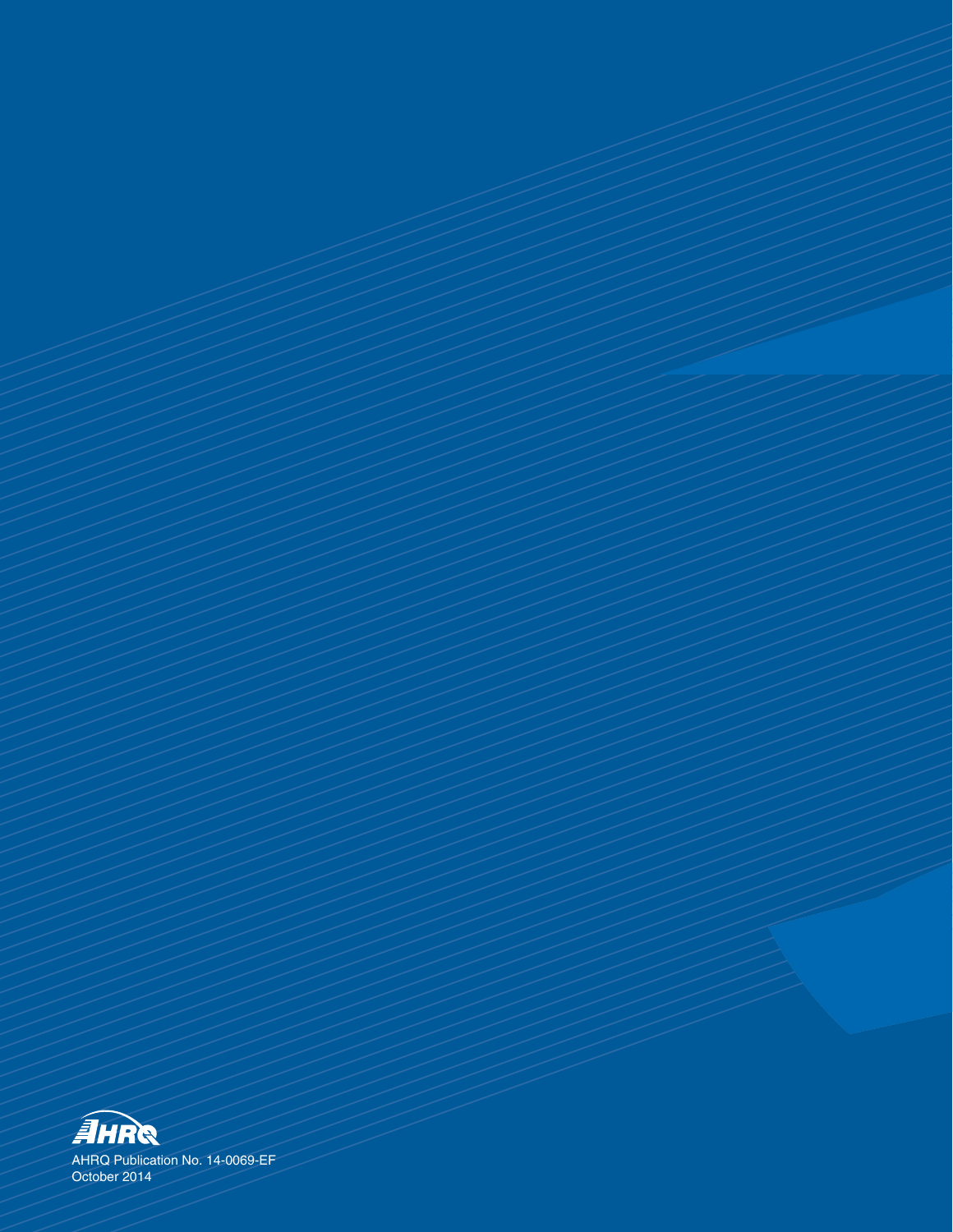AHRQ

AHRQ Publication No. 14-0069-EF
October 2014